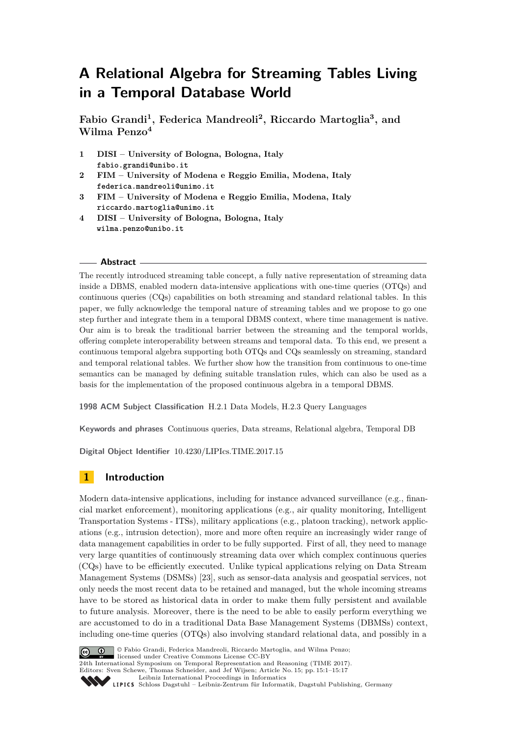# A Relational Algebra for Streaming Tables Living in a Temporal Database World

**Fabio Grandi[1], Federica Mandreoli[2], Riccardo Martoglia[3], and Wilma Penzo[4]**

1. **DISI – University of Bologna, Bologna, Italy**
   fabio.grandi@unibo.it
2. **FIM – University of Modena e Reggio Emilia, Modena, Italy**
   federica.mandreoli@unimo.it
3. **FIM – University of Modena e Reggio Emilia, Modena, Italy**
   riccardo.martoglia@unimo.it
4. **DISI – University of Bologna, Bologna, Italy**
   wilma.penzo@unibo.it

## Abstract

The recently introduced streaming table concept, a fully native representation of streaming data inside a DBMS, enabled modern data-intensive applications with one-time queries (OTQs) and continuous queries (CQs) capabilities on both streaming and standard relational tables. In this paper, we fully acknowledge the temporal nature of streaming tables and we propose to go one step further and integrate them in a temporal DBMS context, where time management is native. Our aim is to break the traditional barrier between the streaming and the temporal worlds, offering complete interoperability between streams and temporal data. To this end, we present a continuous temporal algebra supporting both OTQs and CQs seamlessly on streaming, standard and temporal relational tables. We further show how the transition from continuous to one-time semantics can be managed by defining suitable translation rules, which can also be used as a basis for the implementation of the proposed continuous algebra in a temporal DBMS.

**1998 ACM Subject Classification** H.2.1 Data Models, H.2.3 Query Languages

**Keywords and phrases** Continuous queries, Data streams, Relational algebra, Temporal DB

**Digital Object Identifier** 10.4230/LIPIcs.TIME.2017.15

## 1 Introduction

Modern data-intensive applications, including for instance advanced surveillance (e.g., financial market enforcement), monitoring applications (e.g., air quality monitoring, Intelligent Transportation Systems - ITSs), military applications (e.g., platoon tracking), network applications (e.g., intrusion detection), more and more often require an increasingly wider range of data management capabilities in order to be fully supported. First of all, they need to manage very large quantities of continuously streaming data over which complex continuous queries (CQs) have to be efficiently executed. Unlike typical applications relying on Data Stream Management Systems (DSMSs) [23], such as sensor-data analysis and geospatial services, not only needs the most recent data to be retained and managed, but the whole incoming streams have to be stored as historical data in order to make them fully persistent and available to future analysis. Moreover, there is the need to be able to easily perform everything we are accustomed to do in a traditional Data Base Management Systems (DBMSs) context, including one-time queries (OTQs) also involving standard relational data, and possibly in a

© Fabio Grandi, Federica Mandreoli, Riccardo Martoglia, and Wilma Penzo;
licensed under Creative Commons License CC-BY
24th International Symposium on Temporal Representation and Reasoning (TIME 2017).
Editors: Sven Schewe, Thomas Schneider, and Jef Wijsen; Article No. 15; pp. 15:1–15:17
Leibniz International Proceedings in Informatics
Schloss Dagstuhl – Leibniz-Zentrum für Informatik, Dagstuhl Publishing, Germany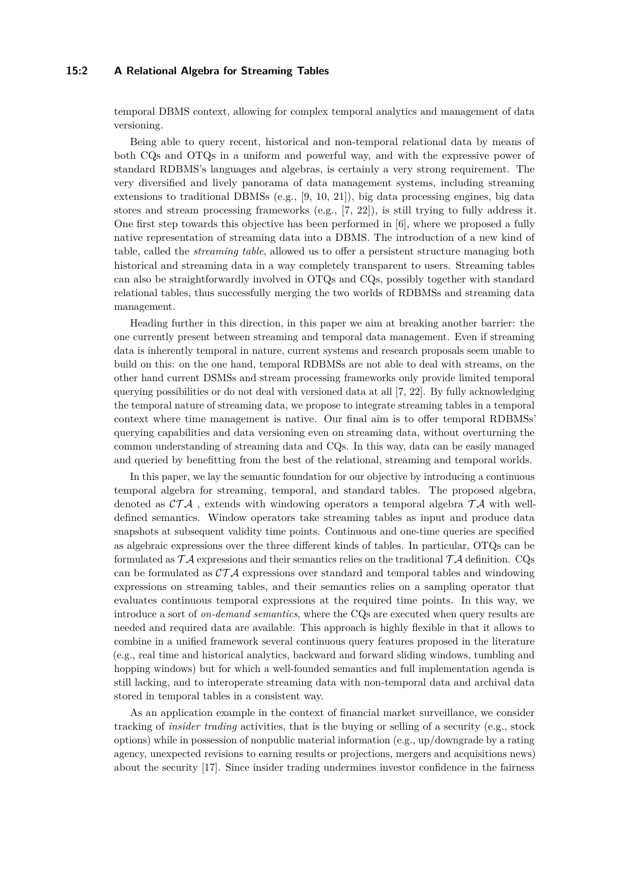temporal DBMS context, allowing for complex temporal analytics and management of data versioning.

Being able to query recent, historical and non-temporal relational data by means of both CQs and OTQs in a uniform and powerful way, and with the expressive power of standard RDBMS's languages and algebras, is certainly a very strong requirement. The very diversified and lively panorama of data management systems, including streaming extensions to traditional DBMSs (e.g., [9, 10, 21]), big data processing engines, big data stores and stream processing frameworks (e.g., [7, 22]), is still trying to fully address it. One first step towards this objective has been performed in [6], where we proposed a fully native representation of streaming data into a DBMS. The introduction of a new kind of table, called the *streaming table*, allowed us to offer a persistent structure managing both historical and streaming data in a way completely transparent to users. Streaming tables can also be straightforwardly involved in OTQs and CQs, possibly together with standard relational tables, thus successfully merging the two worlds of RDBMSs and streaming data management.

Heading further in this direction, in this paper we aim at breaking another barrier: the one currently present between streaming and temporal data management. Even if streaming data is inherently temporal in nature, current systems and research proposals seem unable to build on this: on the one hand, temporal RDBMSs are not able to deal with streams, on the other hand current DSMSs and stream processing frameworks only provide limited temporal querying possibilities or do not deal with versioned data at all [7, 22]. By fully acknowledging the temporal nature of streaming data, we propose to integrate streaming tables in a temporal context where time management is native. Our final aim is to offer temporal RDBMSs' querying capabilities and data versioning even on streaming data, without overturning the common understanding of streaming data and CQs. In this way, data can be easily managed and queried by benefitting from the best of the relational, streaming and temporal worlds.

In this paper, we lay the semantic foundation for our objective by introducing a continuous temporal algebra for streaming, temporal, and standard tables. The proposed algebra, denoted as $\mathcal{CTA}$ , extends with windowing operators a temporal algebra $\mathcal{TA}$ with well-defined semantics. Window operators take streaming tables as input and produce data snapshots at subsequent validity time points. Continuous and one-time queries are specified as algebraic expressions over the three different kinds of tables. In particular, OTQs can be formulated as $\mathcal{TA}$ expressions and their semantics relies on the traditional $\mathcal{TA}$ definition. CQs can be formulated as $\mathcal{CTA}$ expressions over standard and temporal tables and windowing expressions on streaming tables, and their semantics relies on a sampling operator that evaluates continuous temporal expressions at the required time points. In this way, we introduce a sort of *on-demand semantics*, where the CQs are executed when query results are needed and required data are available. This approach is highly flexible in that it allows to combine in a unified framework several continuous query features proposed in the literature (e.g., real time and historical analytics, backward and forward sliding windows, tumbling and hopping windows) but for which a well-founded semantics and full implementation agenda is still lacking, and to interoperate streaming data with non-temporal data and archival data stored in temporal tables in a consistent way.

As an application example in the context of financial market surveillance, we consider tracking of *insider trading* activities, that is the buying or selling of a security (e.g., stock options) while in possession of nonpublic material information (e.g., up/downgrade by a rating agency, unexpected revisions to earning results or projections, mergers and acquisitions news) about the security [17]. Since insider trading undermines investor confidence in the fairness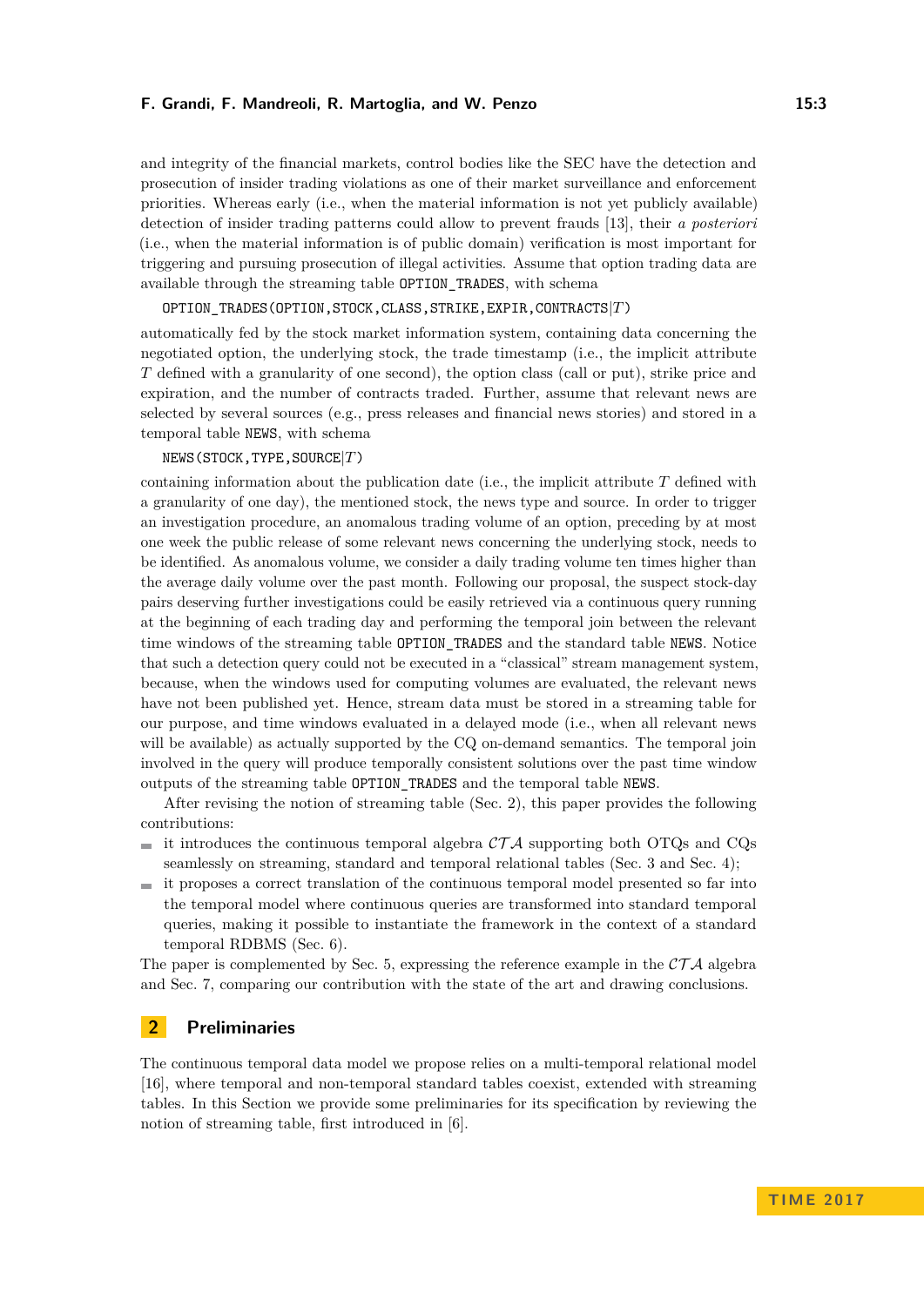and integrity of the financial markets, control bodies like the SEC have the detection and prosecution of insider trading violations as one of their market surveillance and enforcement priorities. Whereas early (i.e., when the material information is not yet publicly available) detection of insider trading patterns could allow to prevent frauds [13], their *a posteriori* (i.e., when the material information is of public domain) verification is most important for triggering and pursuing prosecution of illegal activities. Assume that option trading data are available through the streaming table `OPTION_TRADES`, with schema

`OPTION_TRADES(OPTION,STOCK,CLASS,STRIKE,EXPIR,CONTRACTS|`$T$`)`

automatically fed by the stock market information system, containing data concerning the negotiated option, the underlying stock, the trade timestamp (i.e., the implicit attribute $T$ defined with a granularity of one second), the option class (call or put), strike price and expiration, and the number of contracts traded. Further, assume that relevant news are selected by several sources (e.g., press releases and financial news stories) and stored in a temporal table `NEWS`, with schema

`NEWS(STOCK,TYPE,SOURCE|`$T$`)`

containing information about the publication date (i.e., the implicit attribute $T$ defined with a granularity of one day), the mentioned stock, the news type and source. In order to trigger an investigation procedure, an anomalous trading volume of an option, preceding by at most one week the public release of some relevant news concerning the underlying stock, needs to be identified. As anomalous volume, we consider a daily trading volume ten times higher than the average daily volume over the past month. Following our proposal, the suspect stock-day pairs deserving further investigations could be easily retrieved via a continuous query running at the beginning of each trading day and performing the temporal join between the relevant time windows of the streaming table `OPTION_TRADES` and the standard table `NEWS`. Notice that such a detection query could not be executed in a "classical" stream management system, because, when the windows used for computing volumes are evaluated, the relevant news have not been published yet. Hence, stream data must be stored in a streaming table for our purpose, and time windows evaluated in a delayed mode (i.e., when all relevant news will be available) as actually supported by the CQ on-demand semantics. The temporal join involved in the query will produce temporally consistent solutions over the past time window outputs of the streaming table `OPTION_TRADES` and the temporal table `NEWS`.

After revising the notion of streaming table (Sec. 2), this paper provides the following contributions:

- it introduces the continuous temporal algebra $\mathcal{CTA}$ supporting both OTQs and CQs seamlessly on streaming, standard and temporal relational tables (Sec. 3 and Sec. 4);
- it proposes a correct translation of the continuous temporal model presented so far into the temporal model where continuous queries are transformed into standard temporal queries, making it possible to instantiate the framework in the context of a standard temporal RDBMS (Sec. 6).

The paper is complemented by Sec. 5, expressing the reference example in the $\mathcal{CTA}$ algebra and Sec. 7, comparing our contribution with the state of the art and drawing conclusions.

## 2 Preliminaries

The continuous temporal data model we propose relies on a multi-temporal relational model [16], where temporal and non-temporal standard tables coexist, extended with streaming tables. In this Section we provide some preliminaries for its specification by reviewing the notion of streaming table, first introduced in [6].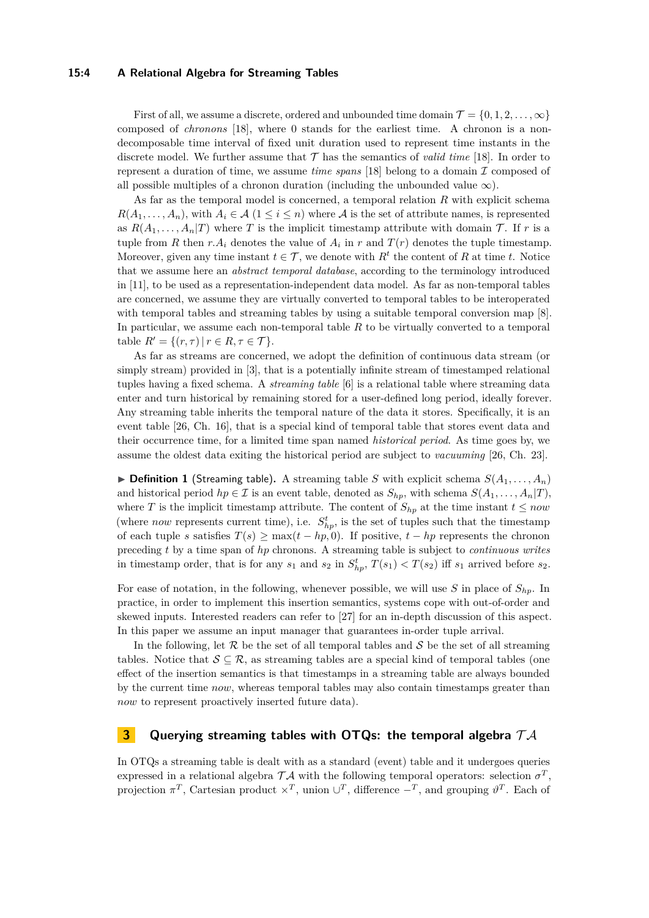First of all, we assume a discrete, ordered and unbounded time domain $\mathcal{T} = \{0, 1, 2, \ldots, \infty\}$ composed of *chronons* [18], where 0 stands for the earliest time. A chronon is a non-decomposable time interval of fixed unit duration used to represent time instants in the discrete model. We further assume that $\mathcal{T}$ has the semantics of *valid time* [18]. In order to represent a duration of time, we assume *time spans* [18] belong to a domain $\mathcal{I}$ composed of all possible multiples of a chronon duration (including the unbounded value $\infty$).

As far as the temporal model is concerned, a temporal relation $R$ with explicit schema $R(A_1, \ldots, A_n)$, with $A_i \in \mathcal{A}$ $(1 \leq i \leq n)$ where $\mathcal{A}$ is the set of attribute names, is represented as $R(A_1, \ldots, A_n|T)$ where $T$ is the implicit timestamp attribute with domain $\mathcal{T}$. If $r$ is a tuple from $R$ then $r.A_i$ denotes the value of $A_i$ in $r$ and $T(r)$ denotes the tuple timestamp. Moreover, given any time instant $t \in \mathcal{T}$, we denote with $R^t$ the content of $R$ at time $t$. Notice that we assume here an *abstract temporal database*, according to the terminology introduced in [11], to be used as a representation-independent data model. As far as non-temporal tables are concerned, we assume they are virtually converted to temporal tables to be interoperated with temporal tables and streaming tables by using a suitable temporal conversion map [8]. In particular, we assume each non-temporal table $R$ to be virtually converted to a temporal table $R' = \{(r, \tau) \mid r \in R, \tau \in \mathcal{T}\}$.

As far as streams are concerned, we adopt the definition of continuous data stream (or simply stream) provided in [3], that is a potentially infinite stream of timestamped relational tuples having a fixed schema. A *streaming table* [6] is a relational table where streaming data enter and turn historical by remaining stored for a user-defined long period, ideally forever. Any streaming table inherits the temporal nature of the data it stores. Specifically, it is an event table [26, Ch. 16], that is a special kind of temporal table that stores event data and their occurrence time, for a limited time span named *historical period*. As time goes by, we assume the oldest data exiting the historical period are subject to *vacuuming* [26, Ch. 23].

▶ **Definition 1** (Streaming table)**.** A streaming table $S$ with explicit schema $S(A_1, \ldots, A_n)$ and historical period $hp \in \mathcal{I}$ is an event table, denoted as $S_{hp}$, with schema $S(A_1, \ldots, A_n|T)$, where $T$ is the implicit timestamp attribute. The content of $S_{hp}$ at the time instant $t \leq now$ (where *now* represents current time), i.e. $S^t_{hp}$, is the set of tuples such that the timestamp of each tuple $s$ satisfies $T(s) \geq \max(t - hp, 0)$. If positive, $t - hp$ represents the chronon preceding $t$ by a time span of $hp$ chronons. A streaming table is subject to *continuous writes* in timestamp order, that is for any $s_1$ and $s_2$ in $S^t_{hp}$, $T(s_1) < T(s_2)$ iff $s_1$ arrived before $s_2$.

For ease of notation, in the following, whenever possible, we will use $S$ in place of $S_{hp}$. In practice, in order to implement this insertion semantics, systems cope with out-of-order and skewed inputs. Interested readers can refer to [27] for an in-depth discussion of this aspect. In this paper we assume an input manager that guarantees in-order tuple arrival.

In the following, let $\mathcal{R}$ be the set of all temporal tables and $\mathcal{S}$ be the set of all streaming tables. Notice that $\mathcal{S} \subseteq \mathcal{R}$, as streaming tables are a special kind of temporal tables (one effect of the insertion semantics is that timestamps in a streaming table are always bounded by the current time *now*, whereas temporal tables may also contain timestamps greater than *now* to represent proactively inserted future data).

## 3 Querying streaming tables with OTQs: the temporal algebra $\mathcal{TA}$

In OTQs a streaming table is dealt with as a standard (event) table and it undergoes queries expressed in a relational algebra $\mathcal{TA}$ with the following temporal operators: selection $\sigma^T$, projection $\pi^T$, Cartesian product $\times^T$, union $\cup^T$, difference $-^T$, and grouping $\vartheta^T$. Each of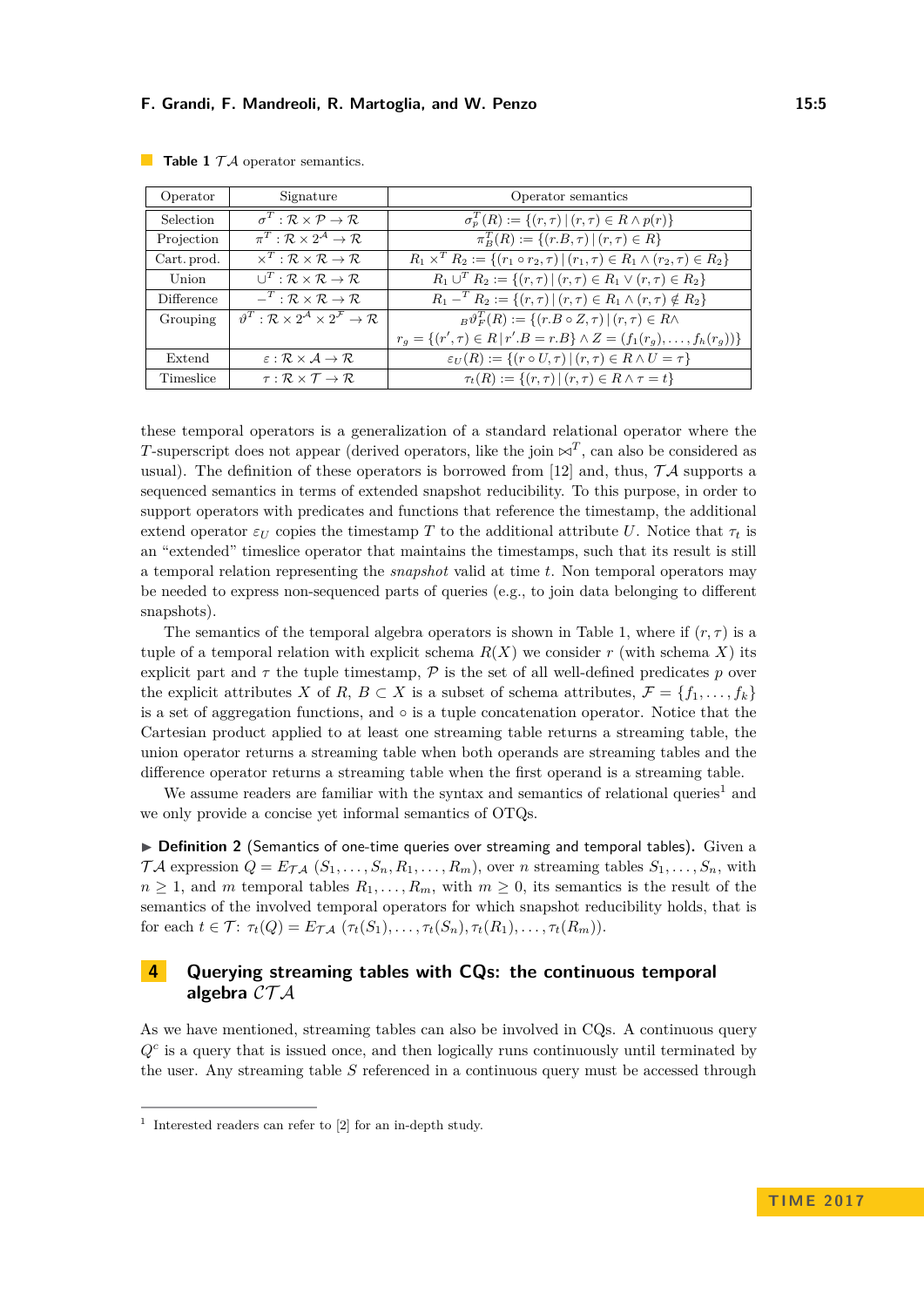**Table 1** $\mathcal{TA}$ operator semantics.

| Operator | Signature | Operator semantics |
|---|---|---|
| Selection | $\sigma^T : \mathcal{R} \times \mathcal{P} \to \mathcal{R}$ | $\sigma_p^T(R) := \{(r,\tau) \mid (r,\tau) \in R \wedge p(r)\}$ |
| Projection | $\pi^T : \mathcal{R} \times 2^{\mathcal{A}} \to \mathcal{R}$ | $\pi_B^T(R) := \{(r.B,\tau) \mid (r,\tau) \in R\}$ |
| Cart. prod. | $\times^T : \mathcal{R} \times \mathcal{R} \to \mathcal{R}$ | $R_1 \times^T R_2 := \{(r_1 \circ r_2, \tau) \mid (r_1,\tau) \in R_1 \wedge (r_2,\tau) \in R_2\}$ |
| Union | $\cup^T : \mathcal{R} \times \mathcal{R} \to \mathcal{R}$ | $R_1 \cup^T R_2 := \{(r,\tau) \mid (r,\tau) \in R_1 \vee (r,\tau) \in R_2\}$ |
| Difference | $-^T : \mathcal{R} \times \mathcal{R} \to \mathcal{R}$ | $R_1 -^T R_2 := \{(r,\tau) \mid (r,\tau) \in R_1 \wedge (r,\tau) \notin R_2\}$ |
| Grouping | $\vartheta^T : \mathcal{R} \times 2^{\mathcal{A}} \times 2^{\mathcal{F}} \to \mathcal{R}$ | ${}_B\vartheta_F^T(R) := \{(r.B \circ Z, \tau) \mid (r,\tau) \in R \wedge$ $r_g = \{(r',\tau) \in R \mid r'.B = r.B\} \wedge Z = (f_1(r_g), \ldots, f_h(r_g))\}$ |
| Extend | $\varepsilon : \mathcal{R} \times \mathcal{A} \to \mathcal{R}$ | $\varepsilon_U(R) := \{(r \circ U, \tau) \mid (r,\tau) \in R \wedge U = \tau\}$ |
| Timeslice | $\tau : \mathcal{R} \times \mathcal{T} \to \mathcal{R}$ | $\tau_t(R) := \{(r,\tau) \mid (r,\tau) \in R \wedge \tau = t\}$ |

these temporal operators is a generalization of a standard relational operator where the $T$-superscript does not appear (derived operators, like the join $\bowtie^T$, can also be considered as usual). The definition of these operators is borrowed from [12] and, thus, $\mathcal{TA}$ supports a sequenced semantics in terms of extended snapshot reducibility. To this purpose, in order to support operators with predicates and functions that reference the timestamp, the additional extend operator $\varepsilon_U$ copies the timestamp $T$ to the additional attribute $U$. Notice that $\tau_t$ is an "extended" timeslice operator that maintains the timestamps, such that its result is still a temporal relation representing the *snapshot* valid at time $t$. Non temporal operators may be needed to express non-sequenced parts of queries (e.g., to join data belonging to different snapshots).

The semantics of the temporal algebra operators is shown in Table 1, where if $(r,\tau)$ is a tuple of a temporal relation with explicit schema $R(X)$ we consider $r$ (with schema $X$) its explicit part and $\tau$ the tuple timestamp, $\mathcal{P}$ is the set of all well-defined predicates $p$ over the explicit attributes $X$ of $R$, $B \subset X$ is a subset of schema attributes, $\mathcal{F} = \{f_1, \ldots, f_k\}$ is a set of aggregation functions, and $\circ$ is a tuple concatenation operator. Notice that the Cartesian product applied to at least one streaming table returns a streaming table, the union operator returns a streaming table when both operands are streaming tables and the difference operator returns a streaming table when the first operand is a streaming table.

We assume readers are familiar with the syntax and semantics of relational queries[1] and we only provide a concise yet informal semantics of OTQs.

▶ **Definition 2** (Semantics of one-time queries over streaming and temporal tables)**.** Given a $\mathcal{TA}$ expression $Q = E_{\mathcal{TA}}\ (S_1, \ldots, S_n, R_1, \ldots, R_m)$, over $n$ streaming tables $S_1, \ldots, S_n$, with $n \geq 1$, and $m$ temporal tables $R_1, \ldots, R_m$, with $m \geq 0$, its semantics is the result of the semantics of the involved temporal operators for which snapshot reducibility holds, that is for each $t \in \mathcal{T}$: $\tau_t(Q) = E_{\mathcal{TA}}\ (\tau_t(S_1), \ldots, \tau_t(S_n), \tau_t(R_1), \ldots, \tau_t(R_m))$.

## 4 Querying streaming tables with CQs: the continuous temporal algebra $\mathcal{CTA}$

As we have mentioned, streaming tables can also be involved in CQs. A continuous query $Q^c$ is a query that is issued once, and then logically runs continuously until terminated by the user. Any streaming table $S$ referenced in a continuous query must be accessed through

[1] Interested readers can refer to [2] for an in-depth study.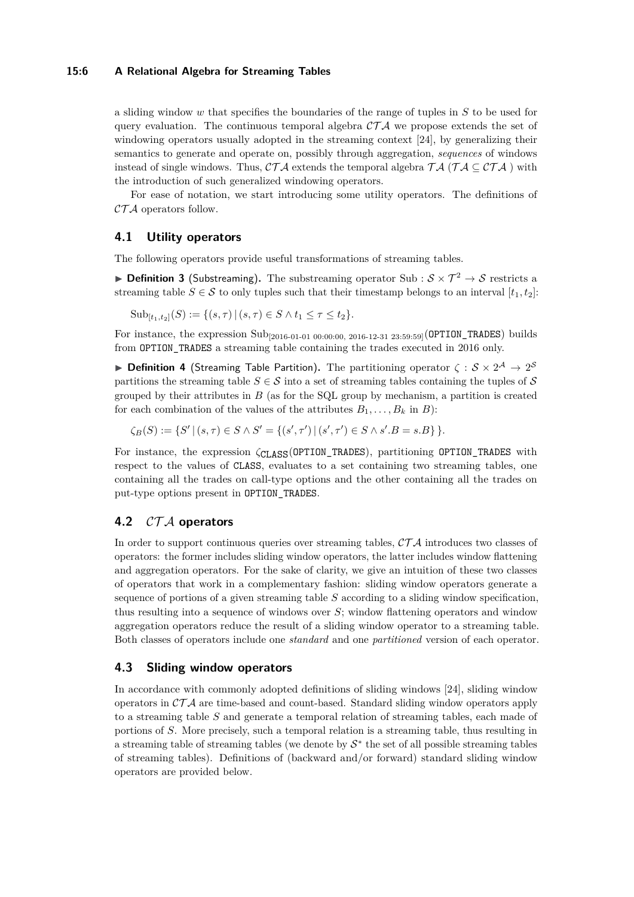a sliding window $w$ that specifies the boundaries of the range of tuples in $S$ to be used for query evaluation. The continuous temporal algebra $\mathcal{CTA}$ we propose extends the set of windowing operators usually adopted in the streaming context [24], by generalizing their semantics to generate and operate on, possibly through aggregation, *sequences* of windows instead of single windows. Thus, $\mathcal{CTA}$ extends the temporal algebra $\mathcal{TA}$ ($\mathcal{TA} \subseteq \mathcal{CTA}$ ) with the introduction of such generalized windowing operators.

For ease of notation, we start introducing some utility operators. The definitions of $\mathcal{CTA}$ operators follow.

## 4.1 Utility operators

The following operators provide useful transformations of streaming tables.

▶ **Definition 3** (Substreaming)**.** The substreaming operator $\text{Sub} : \mathcal{S} \times \mathcal{T}^2 \rightarrow \mathcal{S}$ restricts a streaming table $S \in \mathcal{S}$ to only tuples such that their timestamp belongs to an interval $[t_1, t_2]$:

$$\text{Sub}_{[t_1,t_2]}(S) := \{(s, \tau) \,|\, (s, \tau) \in S \wedge t_1 \leq \tau \leq t_2\}.$$

For instance, the expression $\text{Sub}_{[\text{2016-01-01 00:00:00, 2016-12-31 23:59:59}]}$(OPTION_TRADES) builds from OPTION_TRADES a streaming table containing the trades executed in 2016 only.

▶ **Definition 4** (Streaming Table Partition)**.** The partitioning operator $\zeta : \mathcal{S} \times 2^{\mathcal{A}} \rightarrow 2^{\mathcal{S}}$ partitions the streaming table $S \in \mathcal{S}$ into a set of streaming tables containing the tuples of $\mathcal{S}$ grouped by their attributes in $B$ (as for the SQL group by mechanism, a partition is created for each combination of the values of the attributes $B_1, \ldots, B_k$ in $B$):

$$\zeta_B(S) := \{S' \,|\, (s, \tau) \in S \wedge S' = \{(s', \tau') \,|\, (s', \tau') \in S \wedge s'.B = s.B\}\,\}.$$

For instance, the expression $\zeta_{\texttt{CLASS}}$(OPTION_TRADES), partitioning OPTION_TRADES with respect to the values of CLASS, evaluates to a set containing two streaming tables, one containing all the trades on call-type options and the other containing all the trades on put-type options present in OPTION_TRADES.

## 4.2 $\mathcal{CTA}$ operators

In order to support continuous queries over streaming tables, $\mathcal{CTA}$ introduces two classes of operators: the former includes sliding window operators, the latter includes window flattening and aggregation operators. For the sake of clarity, we give an intuition of these two classes of operators that work in a complementary fashion: sliding window operators generate a sequence of portions of a given streaming table $S$ according to a sliding window specification, thus resulting into a sequence of windows over $S$; window flattening operators and window aggregation operators reduce the result of a sliding window operator to a streaming table. Both classes of operators include one *standard* and one *partitioned* version of each operator.

## 4.3 Sliding window operators

In accordance with commonly adopted definitions of sliding windows [24], sliding window operators in $\mathcal{CTA}$ are time-based and count-based. Standard sliding window operators apply to a streaming table $S$ and generate a temporal relation of streaming tables, each made of portions of $S$. More precisely, such a temporal relation is a streaming table, thus resulting in a streaming table of streaming tables (we denote by $\mathcal{S}^*$ the set of all possible streaming tables of streaming tables). Definitions of (backward and/or forward) standard sliding window operators are provided below.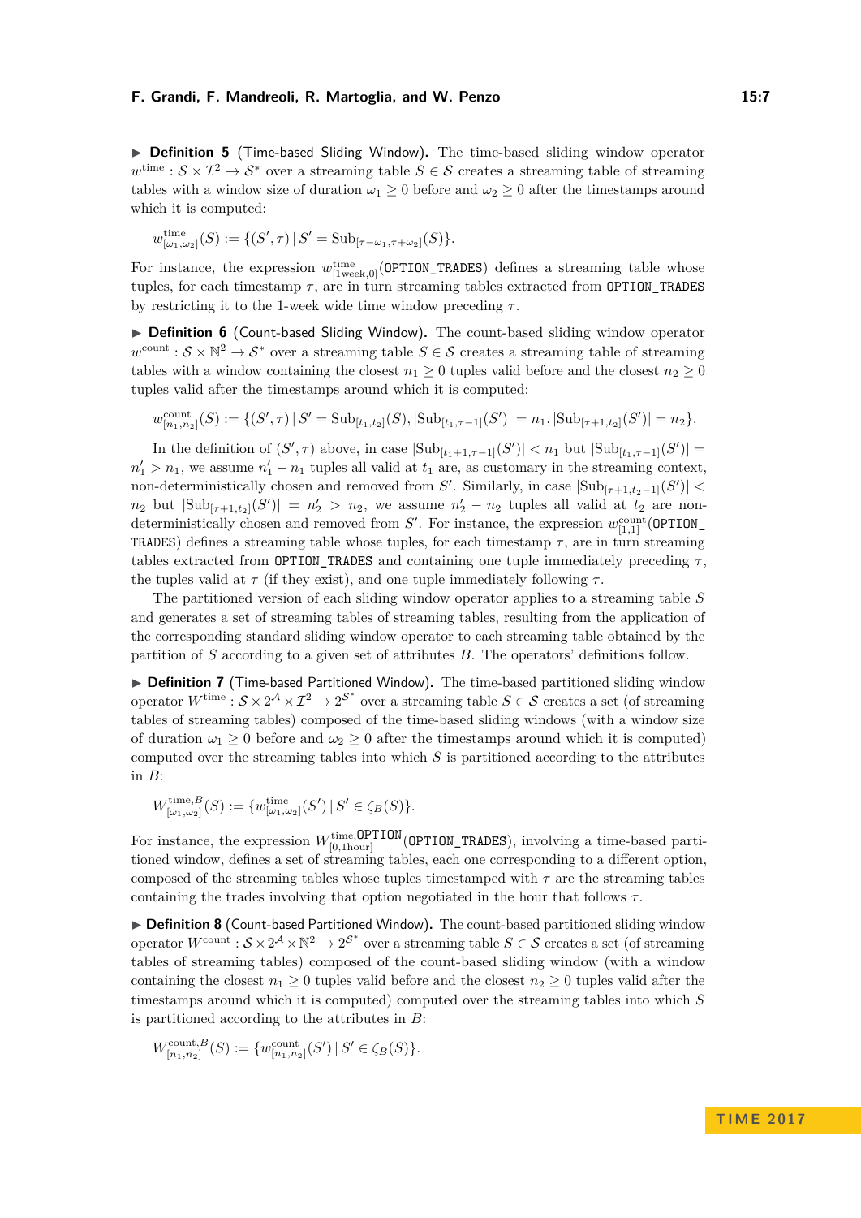▶ **Definition 5** (Time-based Sliding Window)**.** The time-based sliding window operator $w^{\text{time}} : \mathcal{S} \times \mathcal{I}^2 \to \mathcal{S}^*$ over a streaming table $S \in \mathcal{S}$ creates a streaming table of streaming tables with a window size of duration $\omega_1 \geq 0$ before and $\omega_2 \geq 0$ after the timestamps around which it is computed:

$$w^{\text{time}}_{[\omega_1,\omega_2]}(S) := \{(S', \tau) \mid S' = \text{Sub}_{[\tau-\omega_1,\tau+\omega_2]}(S)\}.$$

For instance, the expression $w^{\text{time}}_{[1\text{week},0]}$(`OPTION_TRADES`) defines a streaming table whose tuples, for each timestamp $\tau$, are in turn streaming tables extracted from `OPTION_TRADES` by restricting it to the 1-week wide time window preceding $\tau$.

▶ **Definition 6** (Count-based Sliding Window)**.** The count-based sliding window operator $w^{\text{count}} : \mathcal{S} \times \mathbb{N}^2 \to \mathcal{S}^*$ over a streaming table $S \in \mathcal{S}$ creates a streaming table of streaming tables with a window containing the closest $n_1 \geq 0$ tuples valid before and the closest $n_2 \geq 0$ tuples valid after the timestamps around which it is computed:

$$w^{\text{count}}_{[n_1,n_2]}(S) := \{(S', \tau) \mid S' = \text{Sub}_{[t_1,t_2]}(S), |\text{Sub}_{[t_1,\tau-1]}(S')| = n_1, |\text{Sub}_{[\tau+1,t_2]}(S')| = n_2\}.$$

In the definition of $(S', \tau)$ above, in case $|\text{Sub}_{[t_1+1,\tau-1]}(S')| < n_1$ but $|\text{Sub}_{[t_1,\tau-1]}(S')| = n'_1 > n_1$, we assume $n'_1 - n_1$ tuples all valid at $t_1$ are, as customary in the streaming context, non-deterministically chosen and removed from $S'$. Similarly, in case $|\text{Sub}_{[\tau+1,t_2-1]}(S')| < n_2$ but $|\text{Sub}_{[\tau+1,t_2]}(S')| = n'_2 > n_2$, we assume $n'_2 - n_2$ tuples all valid at $t_2$ are non-deterministically chosen and removed from $S'$. For instance, the expression $w^{\text{count}}_{[1,1]}$(`OPTION_TRADES`) defines a streaming table whose tuples, for each timestamp $\tau$, are in turn streaming tables extracted from `OPTION_TRADES` and containing one tuple immediately preceding $\tau$, the tuples valid at $\tau$ (if they exist), and one tuple immediately following $\tau$.

The partitioned version of each sliding window operator applies to a streaming table $S$ and generates a set of streaming tables of streaming tables, resulting from the application of the corresponding standard sliding window operator to each streaming table obtained by the partition of $S$ according to a given set of attributes $B$. The operators' definitions follow.

▶ **Definition 7** (Time-based Partitioned Window)**.** The time-based partitioned sliding window operator $W^{\text{time}} : \mathcal{S} \times 2^{\mathcal{A}} \times \mathcal{I}^2 \to 2^{\mathcal{S}^*}$ over a streaming table $S \in \mathcal{S}$ creates a set (of streaming tables of streaming tables) composed of the time-based sliding windows (with a window size of duration $\omega_1 \geq 0$ before and $\omega_2 \geq 0$ after the timestamps around which it is computed) computed over the streaming tables into which $S$ is partitioned according to the attributes in $B$:

$$W^{\text{time},B}_{[\omega_1,\omega_2]}(S) := \{w^{\text{time}}_{[\omega_1,\omega_2]}(S') \mid S' \in \zeta_B(S)\}.$$

For instance, the expression $W^{\text{time},\texttt{OPTION}}_{[0,1\text{hour}]}$(`OPTION_TRADES`), involving a time-based partitioned window, defines a set of streaming tables, each one corresponding to a different option, composed of the streaming tables whose tuples timestamped with $\tau$ are the streaming tables containing the trades involving that option negotiated in the hour that follows $\tau$.

▶ **Definition 8** (Count-based Partitioned Window)**.** The count-based partitioned sliding window operator $W^{\text{count}} : \mathcal{S} \times 2^{\mathcal{A}} \times \mathbb{N}^2 \to 2^{\mathcal{S}^*}$ over a streaming table $S \in \mathcal{S}$ creates a set (of streaming tables of streaming tables) composed of the count-based sliding window (with a window containing the closest $n_1 \geq 0$ tuples valid before and the closest $n_2 \geq 0$ tuples valid after the timestamps around which it is computed) computed over the streaming tables into which $S$ is partitioned according to the attributes in $B$:

$$W^{\text{count},B}_{[n_1,n_2]}(S) := \{w^{\text{count}}_{[n_1,n_2]}(S') \mid S' \in \zeta_B(S)\}.$$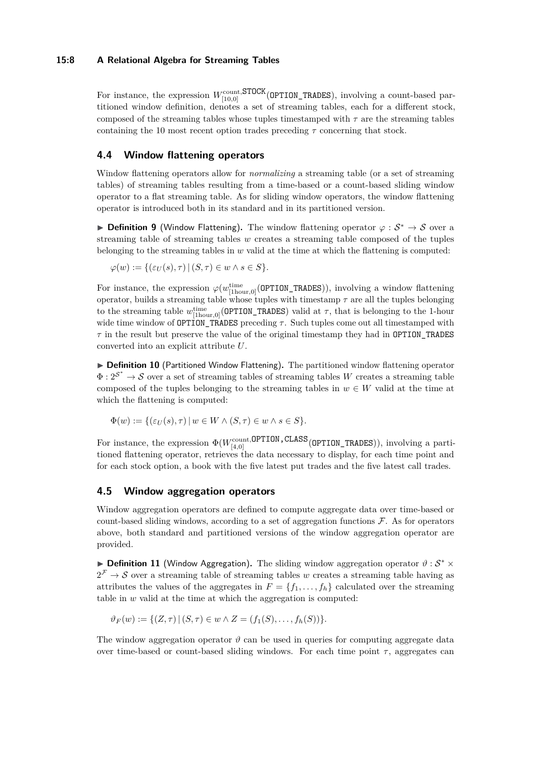For instance, the expression $W^{\text{count},\texttt{STOCK}}_{[10,0]}(\texttt{OPTION\_TRADES})$, involving a count-based partitioned window definition, denotes a set of streaming tables, each for a different stock, composed of the streaming tables whose tuples timestamped with $\tau$ are the streaming tables containing the 10 most recent option trades preceding $\tau$ concerning that stock.

## 4.4 Window flattening operators

Window flattening operators allow for *normalizing* a streaming table (or a set of streaming tables) of streaming tables resulting from a time-based or a count-based sliding window operator to a flat streaming table. As for sliding window operators, the window flattening operator is introduced both in its standard and in its partitioned version.

▶ **Definition 9** (Window Flattening)**.** The window flattening operator $\varphi : \mathcal{S}^* \rightarrow \mathcal{S}$ over a streaming table of streaming tables $w$ creates a streaming table composed of the tuples belonging to the streaming tables in $w$ valid at the time at which the flattening is computed:

$$\varphi(w) := \{(\varepsilon_U(s), \tau) \,|\, (S, \tau) \in w \wedge s \in S\}.$$

For instance, the expression $\varphi(w^{\text{time}}_{[1\text{hour},0]}(\texttt{OPTION\_TRADES}))$, involving a window flattening operator, builds a streaming table whose tuples with timestamp $\tau$ are all the tuples belonging to the streaming table $w^{\text{time}}_{[1\text{hour},0]}(\texttt{OPTION\_TRADES})$ valid at $\tau$, that is belonging to the 1-hour wide time window of OPTION_TRADES preceding $\tau$. Such tuples come out all timestamped with $\tau$ in the result but preserve the value of the original timestamp they had in OPTION_TRADES converted into an explicit attribute $U$.

▶ **Definition 10** (Partitioned Window Flattening)**.** The partitioned window flattening operator $\Phi : 2^{\mathcal{S}^*} \rightarrow \mathcal{S}$ over a set of streaming tables of streaming tables $W$ creates a streaming table composed of the tuples belonging to the streaming tables in $w \in W$ valid at the time at which the flattening is computed:

$$\Phi(w) := \{(\varepsilon_U(s), \tau) \,|\, w \in W \wedge (S, \tau) \in w \wedge s \in S\}.$$

For instance, the expression $\Phi(W^{\text{count},\texttt{OPTION,CLASS}}_{[4,0]}(\texttt{OPTION\_TRADES}))$, involving a partitioned flattening operator, retrieves the data necessary to display, for each time point and for each stock option, a book with the five latest put trades and the five latest call trades.

## 4.5 Window aggregation operators

Window aggregation operators are defined to compute aggregate data over time-based or count-based sliding windows, according to a set of aggregation functions $\mathcal{F}$. As for operators above, both standard and partitioned versions of the window aggregation operator are provided.

▶ **Definition 11** (Window Aggregation)**.** The sliding window aggregation operator $\vartheta : \mathcal{S}^* \times 2^{\mathcal{F}} \rightarrow \mathcal{S}$ over a streaming table of streaming tables $w$ creates a streaming table having as attributes the values of the aggregates in $F = \{f_1, \ldots, f_h\}$ calculated over the streaming table in $w$ valid at the time at which the aggregation is computed:

$$\vartheta_F(w) := \{(Z, \tau) \,|\, (S, \tau) \in w \wedge Z = (f_1(S), \ldots, f_h(S))\}.$$

The window aggregation operator $\vartheta$ can be used in queries for computing aggregate data over time-based or count-based sliding windows. For each time point $\tau$, aggregates can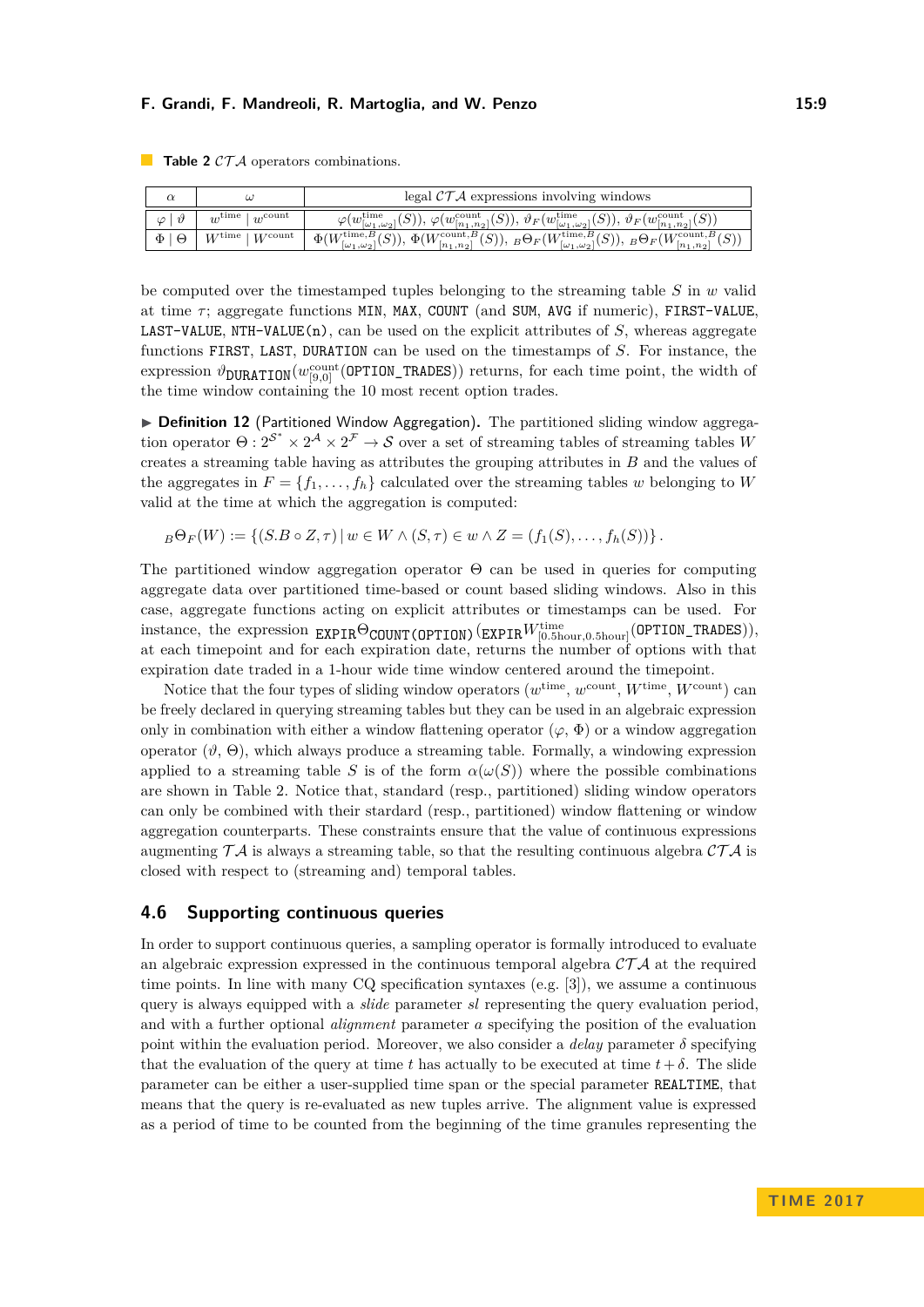**Table 2** $\mathcal{CTA}$ operators combinations.

| $\alpha$ | $\omega$ | legal $\mathcal{CTA}$ expressions involving windows |
|---|---|---|
| $\varphi \mid \vartheta$ | $w^{\text{time}} \mid w^{\text{count}}$ | $\varphi(w^{\text{time}}_{[\omega_1,\omega_2]}(S))$, $\varphi(w^{\text{count}}_{[n_1,n_2]}(S))$, $\vartheta_F(w^{\text{time}}_{[\omega_1,\omega_2]}(S))$, $\vartheta_F(w^{\text{count}}_{[n_1,n_2]}(S))$ |
| $\Phi \mid \Theta$ | $W^{\text{time}} \mid W^{\text{count}}$ | $\Phi(W^{\text{time},B}_{[\omega_1,\omega_2]}(S))$, $\Phi(W^{\text{count},B}_{[n_1,n_2]}(S))$, ${}_B\Theta_F(W^{\text{time},B}_{[\omega_1,\omega_2]}(S))$, ${}_B\Theta_F(W^{\text{count},B}_{[n_1,n_2]}(S))$ |

be computed over the timestamped tuples belonging to the streaming table $S$ in $w$ valid at time $\tau$; aggregate functions `MIN`, `MAX`, `COUNT` (and `SUM`, `AVG` if numeric), `FIRST-VALUE`, `LAST-VALUE`, `NTH-VALUE(n)`, can be used on the explicit attributes of $S$, whereas aggregate functions `FIRST`, `LAST`, `DURATION` can be used on the timestamps of $S$. For instance, the expression $\vartheta_{\texttt{DURATION}}(w^{\text{count}}_{[9,0]}(\texttt{OPTION\_TRADES}))$ returns, for each time point, the width of the time window containing the 10 most recent option trades.

▶ **Definition 12** (Partitioned Window Aggregation). The partitioned sliding window aggregation operator $\Theta : 2^{\mathcal{S}^*} \times 2^{\mathcal{A}} \times 2^{\mathcal{F}} \rightarrow \mathcal{S}$ over a set of streaming tables of streaming tables $W$ creates a streaming table having as attributes the grouping attributes in $B$ and the values of the aggregates in $F = \{f_1, \ldots, f_h\}$ calculated over the streaming tables $w$ belonging to $W$ valid at the time at which the aggregation is computed:

$$ {}_B\Theta_F(W) := \{(S.B \circ Z, \tau) \,|\, w \in W \wedge (S, \tau) \in w \wedge Z = (f_1(S), \ldots, f_h(S))\}\,. $$

The partitioned window aggregation operator $\Theta$ can be used in queries for computing aggregate data over partitioned time-based or count based sliding windows. Also in this case, aggregate functions acting on explicit attributes or timestamps can be used. For instance, the expression ${}_{\texttt{EXPIR}}\Theta_{\texttt{COUNT(OPTION)}}(\texttt{EXPIR}W^{\text{time}}_{[0.5\text{hour},0.5\text{hour}]}(\texttt{OPTION\_TRADES}))$, at each timepoint and for each expiration date, returns the number of options with that expiration date traded in a 1-hour wide time window centered around the timepoint.

Notice that the four types of sliding window operators ($w^{\text{time}}$, $w^{\text{count}}$, $W^{\text{time}}$, $W^{\text{count}}$) can be freely declared in querying streaming tables but they can be used in an algebraic expression only in combination with either a window flattening operator ($\varphi$, $\Phi$) or a window aggregation operator ($\vartheta$, $\Theta$), which always produce a streaming table. Formally, a windowing expression applied to a streaming table $S$ is of the form $\alpha(\omega(S))$ where the possible combinations are shown in Table 2. Notice that, standard (resp., partitioned) sliding window operators can only be combined with their standard (resp., partitioned) window flattening or window aggregation counterparts. These constraints ensure that the value of continuous expressions augmenting $\mathcal{TA}$ is always a streaming table, so that the resulting continuous algebra $\mathcal{CTA}$ is closed with respect to (streaming and) temporal tables.

## 4.6 Supporting continuous queries

In order to support continuous queries, a sampling operator is formally introduced to evaluate an algebraic expression expressed in the continuous temporal algebra $\mathcal{CTA}$ at the required time points. In line with many CQ specification syntaxes (e.g. [3]), we assume a continuous query is always equipped with a *slide* parameter *sl* representing the query evaluation period, and with a further optional *alignment* parameter *a* specifying the position of the evaluation point within the evaluation period. Moreover, we also consider a *delay* parameter $\delta$ specifying that the evaluation of the query at time $t$ has actually to be executed at time $t + \delta$. The slide parameter can be either a user-supplied time span or the special parameter `REALTIME`, that means that the query is re-evaluated as new tuples arrive. The alignment value is expressed as a period of time to be counted from the beginning of the time granules representing the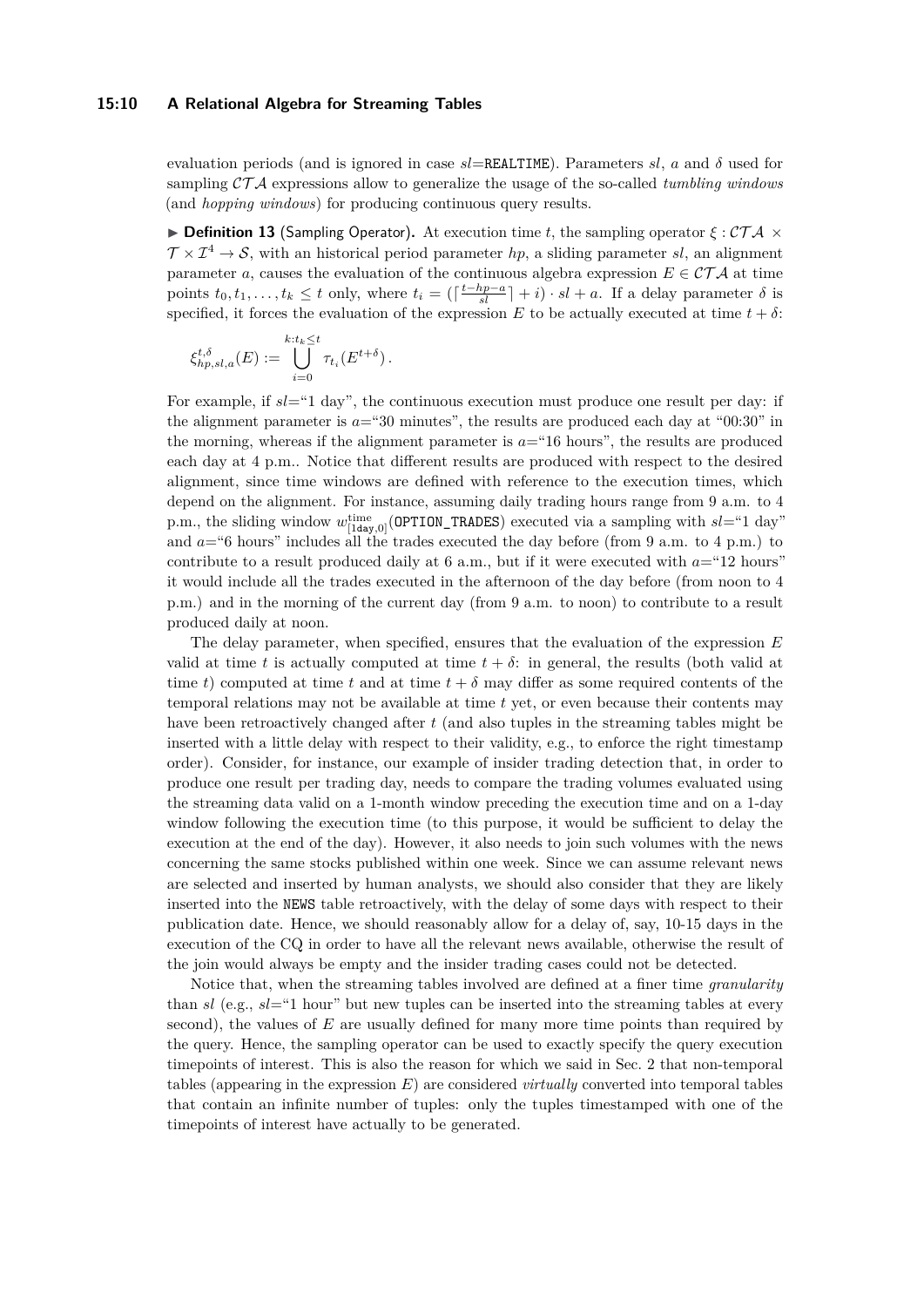evaluation periods (and is ignored in case $sl$=REALTIME). Parameters $sl$, $a$ and $\delta$ used for sampling $\mathcal{CTA}$ expressions allow to generalize the usage of the so-called *tumbling windows* (and *hopping windows*) for producing continuous query results.

▶ **Definition 13** (Sampling Operator)**.** At execution time $t$, the sampling operator $\xi : \mathcal{CTA} \times \mathcal{T} \times \mathcal{I}^4 \rightarrow \mathcal{S}$, with an historical period parameter $hp$, a sliding parameter $sl$, an alignment parameter $a$, causes the evaluation of the continuous algebra expression $E \in \mathcal{CTA}$ at time points $t_0, t_1, \ldots, t_k \leq t$ only, where $t_i = (\lceil \frac{t-hp-a}{sl} \rceil + i) \cdot sl + a$. If a delay parameter $\delta$ is specified, it forces the evaluation of the expression $E$ to be actually executed at time $t + \delta$:

$$\xi^{t,\delta}_{hp,sl,a}(E) := \bigcup_{i=0}^{k:t_k \leq t} \tau_{t_i}(E^{t+\delta}) \, .$$

For example, if $sl$="1 day", the continuous execution must produce one result per day: if the alignment parameter is $a$="30 minutes", the results are produced each day at "00:30" in the morning, whereas if the alignment parameter is $a$="16 hours", the results are produced each day at 4 p.m.. Notice that different results are produced with respect to the desired alignment, since time windows are defined with reference to the execution times, which depend on the alignment. For instance, assuming daily trading hours range from 9 a.m. to 4 p.m., the sliding window $w^{\text{time}}_{[\text{1day},0]}$(OPTION_TRADES) executed via a sampling with $sl$="1 day" and $a$="6 hours" includes all the trades executed the day before (from 9 a.m. to 4 p.m.) to contribute to a result produced daily at 6 a.m., but if it were executed with $a$="12 hours" it would include all the trades executed in the afternoon of the day before (from noon to 4 p.m.) and in the morning of the current day (from 9 a.m. to noon) to contribute to a result produced daily at noon.

The delay parameter, when specified, ensures that the evaluation of the expression $E$ valid at time $t$ is actually computed at time $t + \delta$: in general, the results (both valid at time $t$) computed at time $t$ and at time $t + \delta$ may differ as some required contents of the temporal relations may not be available at time $t$ yet, or even because their contents may have been retroactively changed after $t$ (and also tuples in the streaming tables might be inserted with a little delay with respect to their validity, e.g., to enforce the right timestamp order). Consider, for instance, our example of insider trading detection that, in order to produce one result per trading day, needs to compare the trading volumes evaluated using the streaming data valid on a 1-month window preceding the execution time and on a 1-day window following the execution time (to this purpose, it would be sufficient to delay the execution at the end of the day). However, it also needs to join such volumes with the news concerning the same stocks published within one week. Since we can assume relevant news are selected and inserted by human analysts, we should also consider that they are likely inserted into the NEWS table retroactively, with the delay of some days with respect to their publication date. Hence, we should reasonably allow for a delay of, say, 10-15 days in the execution of the CQ in order to have all the relevant news available, otherwise the result of the join would always be empty and the insider trading cases could not be detected.

Notice that, when the streaming tables involved are defined at a finer time *granularity* than $sl$ (e.g., $sl$="1 hour" but new tuples can be inserted into the streaming tables at every second), the values of $E$ are usually defined for many more time points than required by the query. Hence, the sampling operator can be used to exactly specify the query execution timepoints of interest. This is also the reason for which we said in Sec. 2 that non-temporal tables (appearing in the expression $E$) are considered *virtually* converted into temporal tables that contain an infinite number of tuples: only the tuples timestamped with one of the timepoints of interest have actually to be generated.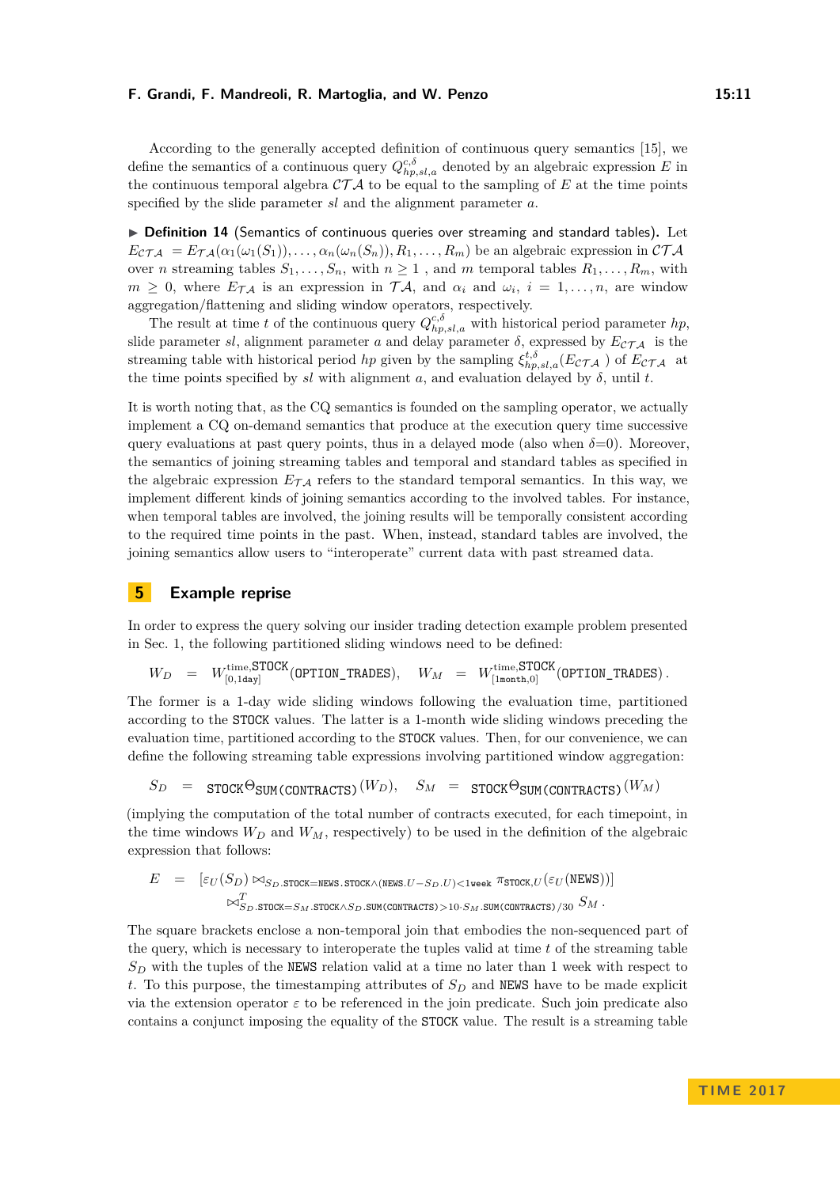According to the generally accepted definition of continuous query semantics [15], we define the semantics of a continuous query $Q^{c,\delta}_{hp,sl,a}$ denoted by an algebraic expression $E$ in the continuous temporal algebra $\mathcal{CTA}$ to be equal to the sampling of $E$ at the time points specified by the slide parameter $sl$ and the alignment parameter $a$.

▶ **Definition 14** (Semantics of continuous queries over streaming and standard tables)**.** Let $E_{\mathcal{CTA}} = E_{\mathcal{TA}}(\alpha_1(\omega_1(S_1)), \ldots, \alpha_n(\omega_n(S_n)), R_1, \ldots, R_m)$ be an algebraic expression in $\mathcal{CTA}$ over $n$ streaming tables $S_1, \ldots, S_n$, with $n \geq 1$ , and $m$ temporal tables $R_1, \ldots, R_m$, with $m \geq 0$, where $E_{\mathcal{TA}}$ is an expression in $\mathcal{TA}$, and $\alpha_i$ and $\omega_i$, $i = 1, \ldots, n$, are window aggregation/flattening and sliding window operators, respectively.

The result at time $t$ of the continuous query $Q^{c,\delta}_{hp,sl,a}$ with historical period parameter $hp$, slide parameter $sl$, alignment parameter $a$ and delay parameter $\delta$, expressed by $E_{\mathcal{CTA}}$ is the streaming table with historical period $hp$ given by the sampling $\xi^{t,\delta}_{hp,sl,a}(E_{\mathcal{CTA}})$ of $E_{\mathcal{CTA}}$ at the time points specified by $sl$ with alignment $a$, and evaluation delayed by $\delta$, until $t$.

It is worth noting that, as the CQ semantics is founded on the sampling operator, we actually implement a CQ on-demand semantics that produce at the execution query time successive query evaluations at past query points, thus in a delayed mode (also when $\delta$=0). Moreover, the semantics of joining streaming tables and temporal and standard tables as specified in the algebraic expression $E_{\mathcal{TA}}$ refers to the standard temporal semantics. In this way, we implement different kinds of joining semantics according to the involved tables. For instance, when temporal tables are involved, the joining results will be temporally consistent according to the required time points in the past. When, instead, standard tables are involved, the joining semantics allow users to "interoperate" current data with past streamed data.

## 5 Example reprise

In order to express the query solving our insider trading detection example problem presented in Sec. 1, the following partitioned sliding windows need to be defined:

$$W_D = W^{\text{time},\texttt{STOCK}}_{[0,\texttt{1day}]}(\texttt{OPTION\_TRADES}), \quad W_M = W^{\text{time},\texttt{STOCK}}_{[\texttt{1month},0]}(\texttt{OPTION\_TRADES}).$$

The former is a 1-day wide sliding windows following the evaluation time, partitioned according to the STOCK values. The latter is a 1-month wide sliding windows preceding the evaluation time, partitioned according to the STOCK values. Then, for our convenience, we can define the following streaming table expressions involving partitioned window aggregation:

$$S_D = {}_{\texttt{STOCK}}\Theta_{\texttt{SUM(CONTRACTS)}}(W_D), \quad S_M = {}_{\texttt{STOCK}}\Theta_{\texttt{SUM(CONTRACTS)}}(W_M)$$

(implying the computation of the total number of contracts executed, for each timepoint, in the time windows $W_D$ and $W_M$, respectively) to be used in the definition of the algebraic expression that follows:

$$E = [\varepsilon_U(S_D) \bowtie_{S_D.\texttt{STOCK}=\texttt{NEWS.STOCK} \wedge (\texttt{NEWS}.U - S_D.U) < \texttt{1week}} \pi_{\texttt{STOCK},U}(\varepsilon_U(\texttt{NEWS}))]$$
$$\bowtie^T_{S_D.\texttt{STOCK}=S_M.\texttt{STOCK} \wedge S_D.\texttt{SUM(CONTRACTS)} > 10 \cdot S_M.\texttt{SUM(CONTRACTS)}/30} S_M\,.$$

The square brackets enclose a non-temporal join that embodies the non-sequenced part of the query, which is necessary to interoperate the tuples valid at time $t$ of the streaming table $S_D$ with the tuples of the NEWS relation valid at a time no later than 1 week with respect to $t$. To this purpose, the timestamping attributes of $S_D$ and NEWS have to be made explicit via the extension operator $\varepsilon$ to be referenced in the join predicate. Such join predicate also contains a conjunct imposing the equality of the STOCK value. The result is a streaming table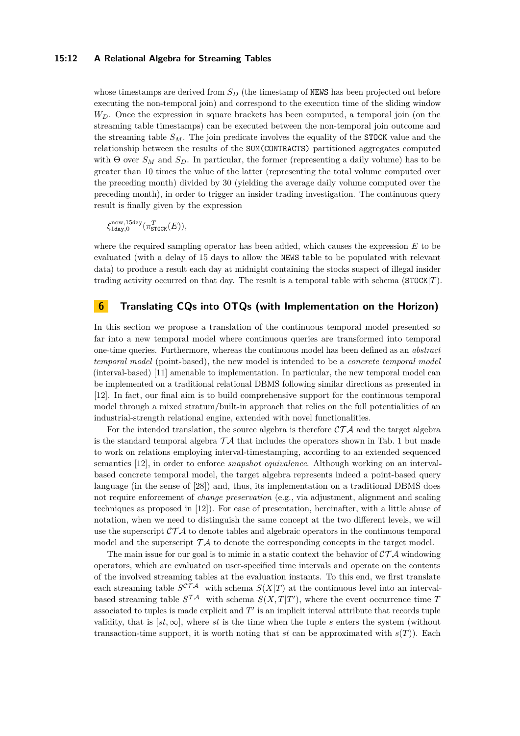whose timestamps are derived from $S_D$ (the timestamp of NEWS has been projected out before executing the non-temporal join) and correspond to the execution time of the sliding window $W_D$. Once the expression in square brackets has been computed, a temporal join (on the streaming table timestamps) can be executed between the non-temporal join outcome and the streaming table $S_M$. The join predicate involves the equality of the STOCK value and the relationship between the results of the SUM(CONTRACTS) partitioned aggregates computed with $\Theta$ over $S_M$ and $S_D$. In particular, the former (representing a daily volume) has to be greater than 10 times the value of the latter (representing the total volume computed over the preceding month) divided by 30 (yielding the average daily volume computed over the preceding month), in order to trigger an insider trading investigation. The continuous query result is finally given by the expression

$$\xi^{\mathrm{now},15\mathrm{day}}_{1\mathrm{day},0}(\pi^{T}_{\mathtt{STOCK}}(E)),$$

where the required sampling operator has been added, which causes the expression $E$ to be evaluated (with a delay of 15 days to allow the NEWS table to be populated with relevant data) to produce a result each day at midnight containing the stocks suspect of illegal insider trading activity occurred on that day. The result is a temporal table with schema $(\mathtt{STOCK}|T)$.

## 6 Translating CQs into OTQs (with Implementation on the Horizon)

In this section we propose a translation of the continuous temporal model presented so far into a new temporal model where continuous queries are transformed into temporal one-time queries. Furthermore, whereas the continuous model has been defined as an *abstract temporal model* (point-based), the new model is intended to be a *concrete temporal model* (interval-based) [11] amenable to implementation. In particular, the new temporal model can be implemented on a traditional relational DBMS following similar directions as presented in [12]. In fact, our final aim is to build comprehensive support for the continuous temporal model through a mixed stratum/built-in approach that relies on the full potentialities of an industrial-strength relational engine, extended with novel functionalities.

For the intended translation, the source algebra is therefore $\mathcal{CTA}$ and the target algebra is the standard temporal algebra $\mathcal{TA}$ that includes the operators shown in Tab. 1 but made to work on relations employing interval-timestamping, according to an extended sequenced semantics [12], in order to enforce *snapshot equivalence*. Although working on an interval-based concrete temporal model, the target algebra represents indeed a point-based query language (in the sense of [28]) and, thus, its implementation on a traditional DBMS does not require enforcement of *change preservation* (e.g., via adjustment, alignment and scaling techniques as proposed in [12]). For ease of presentation, hereinafter, with a little abuse of notation, when we need to distinguish the same concept at the two different levels, we will use the superscript $\mathcal{CTA}$ to denote tables and algebraic operators in the continuous temporal model and the superscript $\mathcal{TA}$ to denote the corresponding concepts in the target model.

The main issue for our goal is to mimic in a static context the behavior of $\mathcal{CTA}$ windowing operators, which are evaluated on user-specified time intervals and operate on the contents of the involved streaming tables at the evaluation instants. To this end, we first translate each streaming table $S^{\mathcal{CTA}}$ with schema $S(X|T)$ at the continuous level into an interval-based streaming table $S^{\mathcal{TA}}$ with schema $S(X,T|T')$, where the event occurrence time $T$ associated to tuples is made explicit and $T'$ is an implicit interval attribute that records tuple validity, that is $[st, \infty]$, where $st$ is the time when the tuple $s$ enters the system (without transaction-time support, it is worth noting that $st$ can be approximated with $s(T)$). Each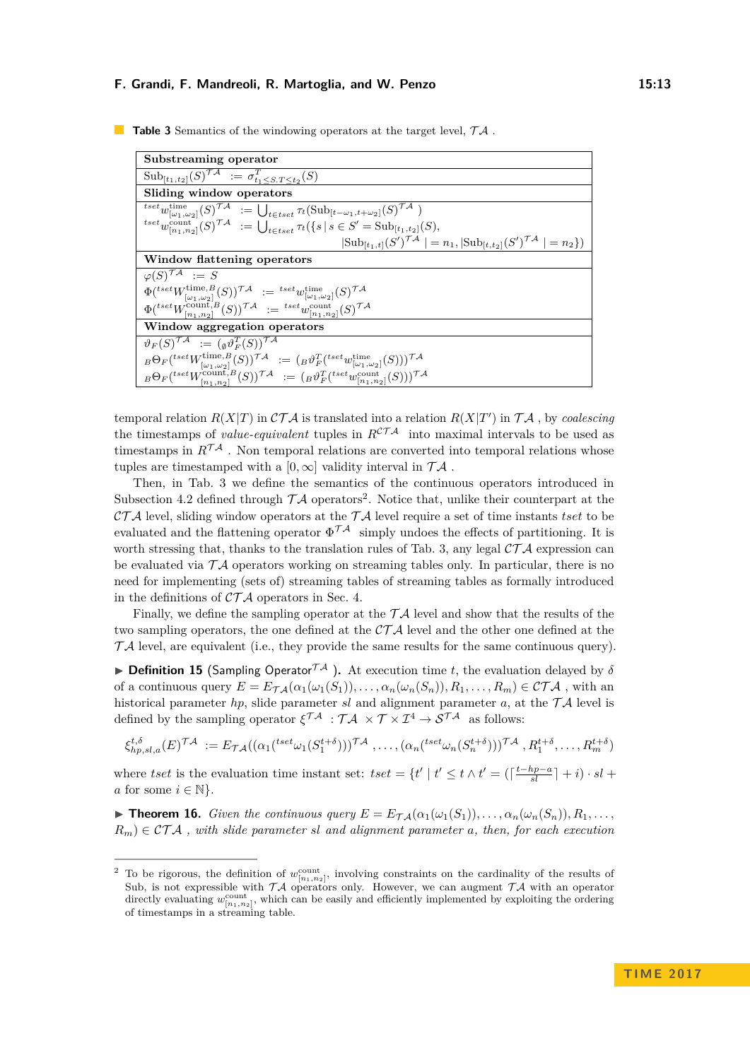**Table 3** Semantics of the windowing operators at the target level, $\mathcal{TA}$ .

| **Substreaming operator** |
|---|
| $\text{Sub}_{[t_1,t_2]}(S)^{\mathcal{TA}} := \sigma^{\mathcal{T}}_{t_1 \leq S.T \leq t_2}(S)$ |
| **Sliding window operators** |
| ${}^{tset}w^{\text{time}}_{[\omega_1,\omega_2]}(S)^{\mathcal{TA}} := \bigcup_{t \in tset} \tau_t(\text{Sub}_{[t-\omega_1,t+\omega_2]}(S)^{\mathcal{TA}})$ <br> ${}^{tset}w^{\text{count}}_{[n_1,n_2]}(S)^{\mathcal{TA}} := \bigcup_{t \in tset} \tau_t(\{s \mid s \in S' = \text{Sub}_{[t_1,t_2]}(S),$ $\lvert\text{Sub}_{[t_1,t]}(S')^{\mathcal{TA}}\rvert = n_1, \lvert\text{Sub}_{[t,t_2]}(S')^{\mathcal{TA}}\rvert = n_2\})$ |
| **Window flattening operators** |
| $\varphi(S)^{\mathcal{TA}} := S$ <br> $\Phi({}^{tset}W^{\text{time},B}_{[\omega_1,\omega_2]}(S))^{\mathcal{TA}} := {}^{tset}w^{\text{time}}_{[\omega_1,\omega_2]}(S)^{\mathcal{TA}}$ <br> $\Phi({}^{tset}W^{\text{count},B}_{[n_1,n_2]}(S))^{\mathcal{TA}} := {}^{tset}w^{\text{count}}_{[n_1,n_2]}(S)^{\mathcal{TA}}$ |
| **Window aggregation operators** |
| $\vartheta_F(S)^{\mathcal{TA}} := ({}_{\emptyset}\vartheta^{\mathcal{T}}_F(S))^{\mathcal{TA}}$ <br> ${}_B\Theta_F({}^{tset}W^{\text{time},B}_{[\omega_1,\omega_2]}(S))^{\mathcal{TA}} := ({}_B\vartheta^{\mathcal{T}}_F({}^{tset}w^{\text{time}}_{[\omega_1,\omega_2]}(S)))^{\mathcal{TA}}$ <br> ${}_B\Theta_F({}^{tset}W^{\text{count},B}_{[n_1,n_2]}(S))^{\mathcal{TA}} := ({}_B\vartheta^{\mathcal{T}}_F({}^{tset}w^{\text{count}}_{[n_1,n_2]}(S)))^{\mathcal{TA}}$ |

temporal relation $R(X|T)$ in $\mathcal{CTA}$ is translated into a relation $R(X|T')$ in $\mathcal{TA}$ , by *coalescing* the timestamps of *value-equivalent* tuples in $R^{\mathcal{CTA}}$ into maximal intervals to be used as timestamps in $R^{\mathcal{TA}}$ . Non temporal relations are converted into temporal relations whose tuples are timestamped with a $[0, \infty]$ validity interval in $\mathcal{TA}$ .

Then, in Tab. 3 we define the semantics of the continuous operators introduced in Subsection 4.2 defined through $\mathcal{TA}$ operators[2]. Notice that, unlike their counterpart at the $\mathcal{CTA}$ level, sliding window operators at the $\mathcal{TA}$ level require a set of time instants *tset* to be evaluated and the flattening operator $\Phi^{\mathcal{TA}}$ simply undoes the effects of partitioning. It is worth stressing that, thanks to the translation rules of Tab. 3, any legal $\mathcal{CTA}$ expression can be evaluated via $\mathcal{TA}$ operators working on streaming tables only. In particular, there is no need for implementing (sets of) streaming tables of streaming tables as formally introduced in the definitions of $\mathcal{CTA}$ operators in Sec. 4.

Finally, we define the sampling operator at the $\mathcal{TA}$ level and show that the results of the two sampling operators, the one defined at the $\mathcal{CTA}$ level and the other one defined at the $\mathcal{TA}$ level, are equivalent (i.e., they provide the same results for the same continuous query).

▶ **Definition 15** (Sampling Operator$^{\mathcal{TA}}$ ). At execution time $t$, the evaluation delayed by $\delta$ of a continuous query $E = E_{\mathcal{TA}}(\alpha_1(\omega_1(S_1)), \ldots, \alpha_n(\omega_n(S_n)), R_1, \ldots, R_m) \in \mathcal{CTA}$ , with an historical parameter $hp$, slide parameter $sl$ and alignment parameter $a$, at the $\mathcal{TA}$ level is defined by the sampling operator $\xi^{\mathcal{TA}} : \mathcal{TA} \times \mathcal{T} \times \mathcal{I}^4 \rightarrow \mathcal{S}^{\mathcal{TA}}$ as follows:

$$\xi^{t,\delta}_{hp,sl,a}(E)^{\mathcal{TA}} := E_{\mathcal{TA}}((\alpha_1({}^{tset}\omega_1(S_1^{t+\delta})))^{\mathcal{TA}}, \ldots, (\alpha_n({}^{tset}\omega_n(S_n^{t+\delta})))^{\mathcal{TA}}, R_1^{t+\delta}, \ldots, R_m^{t+\delta})$$

where *tset* is the evaluation time instant set: $tset = \{t' \mid t' \leq t \wedge t' = (\lceil \frac{t-hp-a}{sl} \rceil + i) \cdot sl + a \text{ for some } i \in \mathbb{N}\}$.

▶ **Theorem 16.** *Given the continuous query $E = E_{\mathcal{TA}}(\alpha_1(\omega_1(S_1)), \ldots, \alpha_n(\omega_n(S_n)), R_1, \ldots, R_m) \in \mathcal{CTA}$ , with slide parameter sl and alignment parameter a, then, for each execution*

---

[2] To be rigorous, the definition of $w^{\text{count}}_{[n_1,n_2]}$, involving constraints on the cardinality of the results of Sub, is not expressible with $\mathcal{TA}$ operators only. However, we can augment $\mathcal{TA}$ with an operator directly evaluating $w^{\text{count}}_{[n_1,n_2]}$, which can be easily and efficiently implemented by exploiting the ordering of timestamps in a streaming table.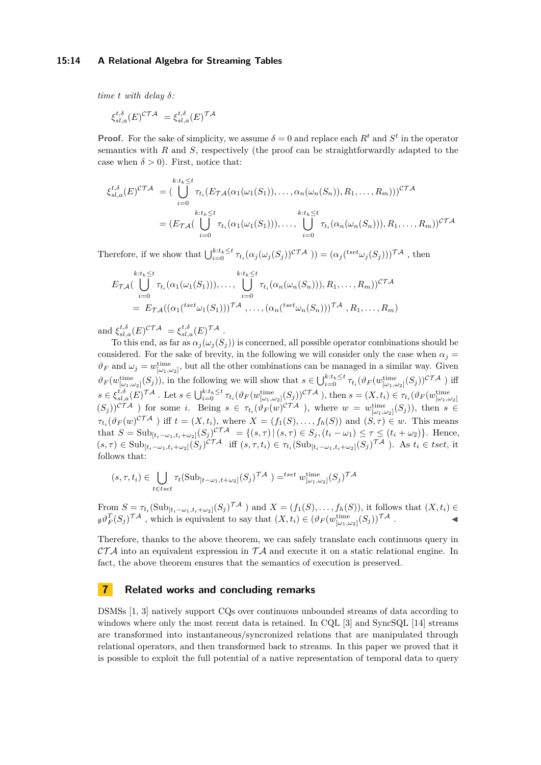*time $t$ with delay $\delta$:*

$$\xi_{sl,a}^{t,\delta}(E)^{\mathcal{CTA}} = \xi_{sl,a}^{t,\delta}(E)^{\mathcal{TA}}$$

**Proof.** For the sake of simplicity, we assume $\delta = 0$ and replace each $R^t$ and $S^t$ in the operator semantics with $R$ and $S$, respectively (the proof can be straightforwardly adapted to the case when $\delta > 0$). First, notice that:

$$\begin{aligned}
\xi_{sl,a}^{t,\delta}(E)^{\mathcal{CTA}} &= (\bigcup_{i=0}^{k:t_k \leq t} \tau_{t_i}(E_{\mathcal{TA}}(\alpha_1(\omega_1(S_1)), \ldots, \alpha_n(\omega_n(S_n)), R_1, \ldots, R_m)))^{\mathcal{CTA}} \\
&= (E_{\mathcal{TA}}(\bigcup_{i=0}^{k:t_k \leq t} \tau_{t_i}(\alpha_1(\omega_1(S_1))), \ldots, \bigcup_{i=0}^{k:t_k \leq t} \tau_{t_i}(\alpha_n(\omega_n(S_n))), R_1, \ldots, R_m))^{\mathcal{CTA}}
\end{aligned}$$

Therefore, if we show that $\bigcup_{i=0}^{k:t_k \leq t} \tau_{t_i}(\alpha_j(\omega_j(S_j))^{\mathcal{CTA}}) = (\alpha_j({}^{tset}\omega_j(S_j)))^{\mathcal{TA}}$, then

$$\begin{aligned}
&E_{\mathcal{TA}}(\bigcup_{i=0}^{k:t_k \leq t} \tau_{t_i}(\alpha_1(\omega_1(S_1))), \ldots, \bigcup_{i=0}^{k:t_k \leq t} \tau_{t_i}(\alpha_n(\omega_n(S_n))), R_1, \ldots, R_m))^{\mathcal{CTA}} \\
&\quad = E_{\mathcal{TA}}((\alpha_1({}^{tset}\omega_1(S_1)))^{\mathcal{TA}}, \ldots, (\alpha_n({}^{tset}\omega_n(S_n)))^{\mathcal{TA}}, R_1, \ldots, R_m)
\end{aligned}$$

and $\xi_{sl,a}^{t,\delta}(E)^{\mathcal{CTA}} = \xi_{sl,a}^{t,\delta}(E)^{\mathcal{TA}}$.

To this end, as far as $\alpha_j(\omega_j(S_j))$ is concerned, all possible operator combinations should be considered. For the sake of brevity, in the following we will consider only the case when $\alpha_j = \vartheta_F$ and $\omega_j = w_{[\omega_1,\omega_2]}^{\text{time}}$, but all the other combinations can be managed in a similar way. Given $\vartheta_F(w_{[\omega_1,\omega_2]}^{\text{time}}(S_j))$, in the following we will show that $s \in \bigcup_{i=0}^{k:t_k \leq t} \tau_{t_i}(\vartheta_F(w_{[\omega_1,\omega_2]}^{\text{time}}(S_j))^{\mathcal{CTA}})$ iff $s \in \xi_{sl,a}^{t,\delta}(E)^{\mathcal{TA}}$. Let $s \in \bigcup_{i=0}^{k:t_k \leq t} \tau_{t_i}(\vartheta_F(w_{[\omega_1,\omega_2]}^{\text{time}}(S_j))^{\mathcal{CTA}})$, then $s = (X, t_i) \in \tau_{t_i}(\vartheta_F(w_{[\omega_1,\omega_2]}^{\text{time}}(S_j))^{\mathcal{CTA}})$ for some $i$. Being $s \in \tau_{t_i}(\vartheta_F(w)^{\mathcal{CTA}})$, where $w = w_{[\omega_1,\omega_2]}^{\text{time}}(S_j))$, then $s \in \tau_{t_i}(\vartheta_F(w)^{\mathcal{CTA}})$ iff $t = (X, t_i)$, where $X = (f_1(S), \ldots, f_h(S))$ and $(S, \tau) \in w$. This means that $S = \text{Sub}_{[t_i-\omega_1, t_i+\omega_2]}(S_j)^{\mathcal{CTA}} = \{(s, \tau) \mid (s, \tau) \in S_j, (t_i - \omega_1) \leq \tau \leq (t_i + \omega_2)\}$. Hence, $(s, \tau) \in \text{Sub}_{[t_i-\omega_1, t_i+\omega_2]}(S_j)^{\mathcal{CTA}}$ iff $(s, \tau, t_i) \in \tau_{t_i}(\text{Sub}_{[t_i-\omega_1, t_i+\omega_2]}(S_j)^{\mathcal{TA}})$. As $t_i \in tset$, it follows that:

$$(s, \tau, t_i) \in \bigcup_{t \in tset} \tau_t(\text{Sub}_{[t-\omega_1, t+\omega_2]}(S_j)^{\mathcal{TA}}) = {}^{tset} w_{[\omega_1,\omega_2]}^{\text{time}}(S_j)^{\mathcal{TA}}$$

From $S = \tau_{t_i}(\text{Sub}_{[t_i-\omega_1, t_i+\omega_2]}(S_j)^{\mathcal{TA}})$ and $X = (f_1(S), \ldots, f_h(S))$, it follows that $(X, t_i) \in {}_{\emptyset}\vartheta_F^T(S_j)^{\mathcal{TA}}$, which is equivalent to say that $(X, t_i) \in (\vartheta_F(w_{[\omega_1,\omega_2]}^{\text{time}}(S_j))^{\mathcal{TA}}$. ◀

Therefore, thanks to the above theorem, we can safely translate each continuous query in $\mathcal{CTA}$ into an equivalent expression in $\mathcal{TA}$ and execute it on a static relational engine. In fact, the above theorem ensures that the semantics of execution is preserved.

## 7 Related works and concluding remarks

DSMSs [1, 3] natively support CQs over continuous unbounded streams of data according to windows where only the most recent data is retained. In CQL [3] and SyncSQL [14] streams are transformed into instantaneous/syncronized relations that are manipulated through relational operators, and then transformed back to streams. In this paper we proved that it is possible to exploit the full potential of a native representation of temporal data to query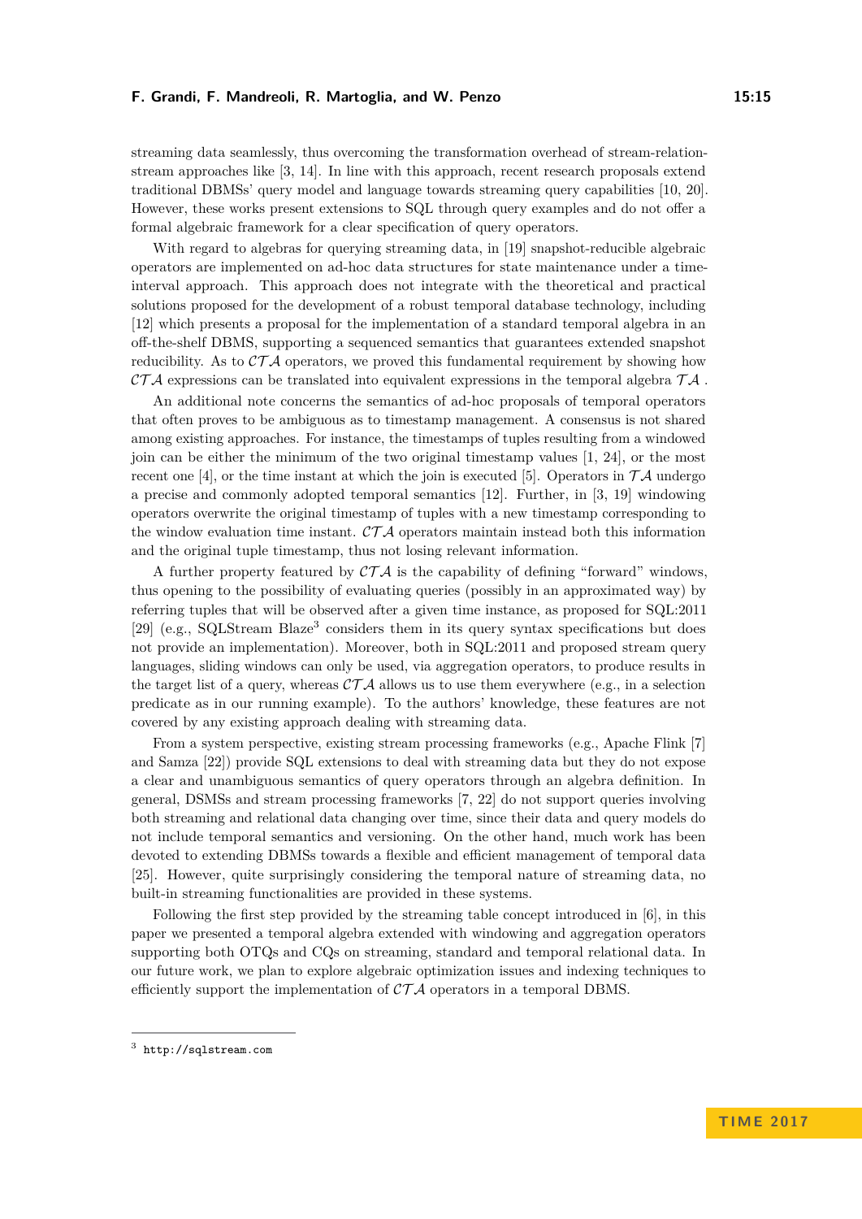streaming data seamlessly, thus overcoming the transformation overhead of stream-relation-stream approaches like [3, 14]. In line with this approach, recent research proposals extend traditional DBMSs' query model and language towards streaming query capabilities [10, 20]. However, these works present extensions to SQL through query examples and do not offer a formal algebraic framework for a clear specification of query operators.

With regard to algebras for querying streaming data, in [19] snapshot-reducible algebraic operators are implemented on ad-hoc data structures for state maintenance under a time-interval approach. This approach does not integrate with the theoretical and practical solutions proposed for the development of a robust temporal database technology, including [12] which presents a proposal for the implementation of a standard temporal algebra in an off-the-shelf DBMS, supporting a sequenced semantics that guarantees extended snapshot reducibility. As to $\mathcal{CTA}$ operators, we proved this fundamental requirement by showing how $\mathcal{CTA}$ expressions can be translated into equivalent expressions in the temporal algebra $\mathcal{TA}$ .

An additional note concerns the semantics of ad-hoc proposals of temporal operators that often proves to be ambiguous as to timestamp management. A consensus is not shared among existing approaches. For instance, the timestamps of tuples resulting from a windowed join can be either the minimum of the two original timestamp values [1, 24], or the most recent one [4], or the time instant at which the join is executed [5]. Operators in $\mathcal{TA}$ undergo a precise and commonly adopted temporal semantics [12]. Further, in [3, 19] windowing operators overwrite the original timestamp of tuples with a new timestamp corresponding to the window evaluation time instant. $\mathcal{CTA}$ operators maintain instead both this information and the original tuple timestamp, thus not losing relevant information.

A further property featured by $\mathcal{CTA}$ is the capability of defining "forward" windows, thus opening to the possibility of evaluating queries (possibly in an approximated way) by referring tuples that will be observed after a given time instance, as proposed for SQL:2011 [29] (e.g., SQLStream Blaze[3] considers them in its query syntax specifications but does not provide an implementation). Moreover, both in SQL:2011 and proposed stream query languages, sliding windows can only be used, via aggregation operators, to produce results in the target list of a query, whereas $\mathcal{CTA}$ allows us to use them everywhere (e.g., in a selection predicate as in our running example). To the authors' knowledge, these features are not covered by any existing approach dealing with streaming data.

From a system perspective, existing stream processing frameworks (e.g., Apache Flink [7] and Samza [22]) provide SQL extensions to deal with streaming data but they do not expose a clear and unambiguous semantics of query operators through an algebra definition. In general, DSMSs and stream processing frameworks [7, 22] do not support queries involving both streaming and relational data changing over time, since their data and query models do not include temporal semantics and versioning. On the other hand, much work has been devoted to extending DBMSs towards a flexible and efficient management of temporal data [25]. However, quite surprisingly considering the temporal nature of streaming data, no built-in streaming functionalities are provided in these systems.

Following the first step provided by the streaming table concept introduced in [6], in this paper we presented a temporal algebra extended with windowing and aggregation operators supporting both OTQs and CQs on streaming, standard and temporal relational data. In our future work, we plan to explore algebraic optimization issues and indexing techniques to efficiently support the implementation of $\mathcal{CTA}$ operators in a temporal DBMS.

---

[3] http://sqlstream.com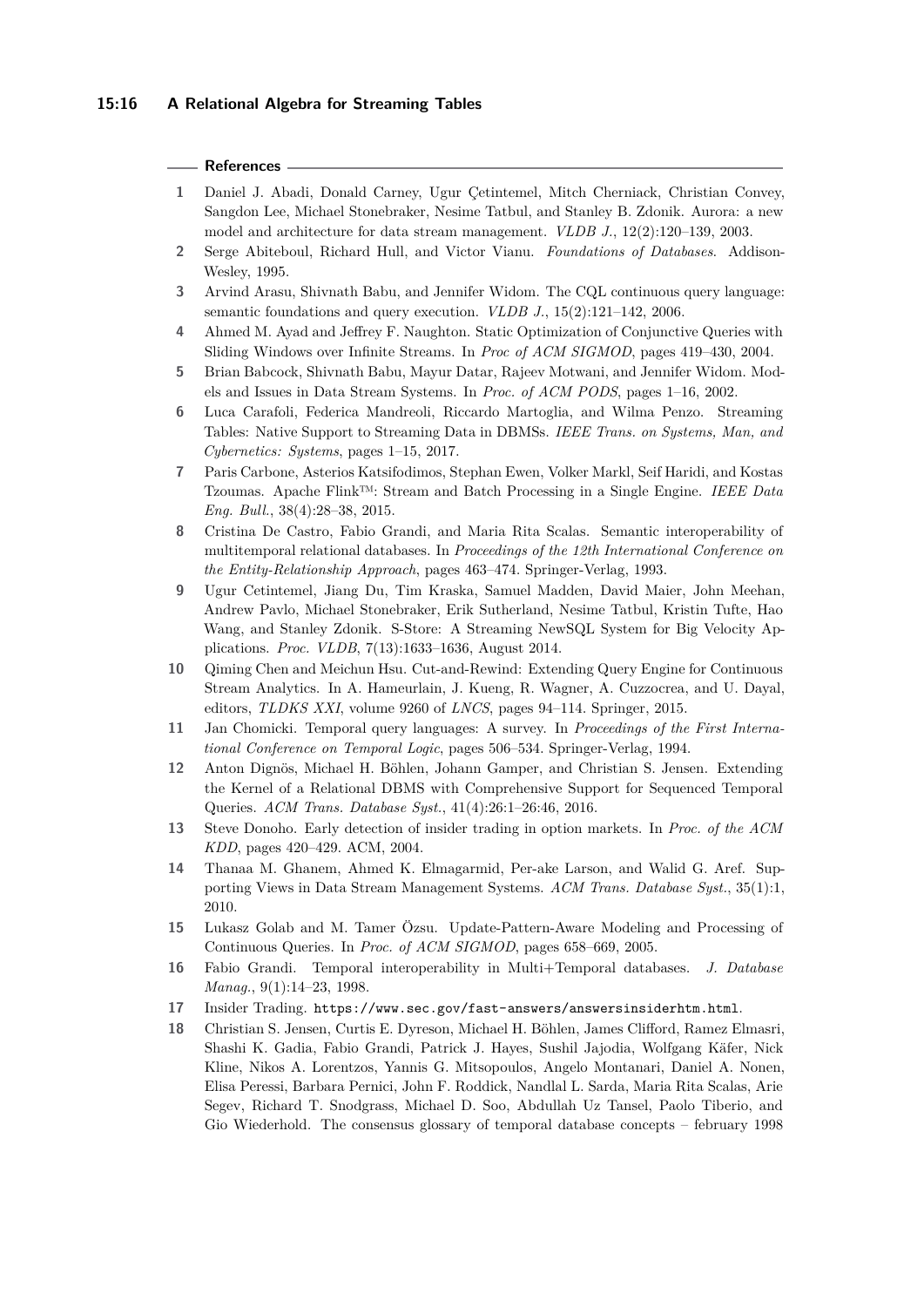## References

1. Daniel J. Abadi, Donald Carney, Ugur Çetintemel, Mitch Cherniack, Christian Convey, Sangdon Lee, Michael Stonebraker, Nesime Tatbul, and Stanley B. Zdonik. Aurora: a new model and architecture for data stream management. *VLDB J.*, 12(2):120–139, 2003.
2. Serge Abiteboul, Richard Hull, and Victor Vianu. *Foundations of Databases*. Addison-Wesley, 1995.
3. Arvind Arasu, Shivnath Babu, and Jennifer Widom. The CQL continuous query language: semantic foundations and query execution. *VLDB J.*, 15(2):121–142, 2006.
4. Ahmed M. Ayad and Jeffrey F. Naughton. Static Optimization of Conjunctive Queries with Sliding Windows over Infinite Streams. In *Proc of ACM SIGMOD*, pages 419–430, 2004.
5. Brian Babcock, Shivnath Babu, Mayur Datar, Rajeev Motwani, and Jennifer Widom. Models and Issues in Data Stream Systems. In *Proc. of ACM PODS*, pages 1–16, 2002.
6. Luca Carafoli, Federica Mandreoli, Riccardo Martoglia, and Wilma Penzo. Streaming Tables: Native Support to Streaming Data in DBMSs. *IEEE Trans. on Systems, Man, and Cybernetics: Systems*, pages 1–15, 2017.
7. Paris Carbone, Asterios Katsifodimos, Stephan Ewen, Volker Markl, Seif Haridi, and Kostas Tzoumas. Apache Flink™: Stream and Batch Processing in a Single Engine. *IEEE Data Eng. Bull.*, 38(4):28–38, 2015.
8. Cristina De Castro, Fabio Grandi, and Maria Rita Scalas. Semantic interoperability of multitemporal relational databases. In *Proceedings of the 12th International Conference on the Entity-Relationship Approach*, pages 463–474. Springer-Verlag, 1993.
9. Ugur Cetintemel, Jiang Du, Tim Kraska, Samuel Madden, David Maier, John Meehan, Andrew Pavlo, Michael Stonebraker, Erik Sutherland, Nesime Tatbul, Kristin Tufte, Hao Wang, and Stanley Zdonik. S-Store: A Streaming NewSQL System for Big Velocity Applications. *Proc. VLDB*, 7(13):1633–1636, August 2014.
10. Qiming Chen and Meichun Hsu. Cut-and-Rewind: Extending Query Engine for Continuous Stream Analytics. In A. Hameurlain, J. Kueng, R. Wagner, A. Cuzzocrea, and U. Dayal, editors, *TLDKS XXI*, volume 9260 of *LNCS*, pages 94–114. Springer, 2015.
11. Jan Chomicki. Temporal query languages: A survey. In *Proceedings of the First International Conference on Temporal Logic*, pages 506–534. Springer-Verlag, 1994.
12. Anton Dignös, Michael H. Böhlen, Johann Gamper, and Christian S. Jensen. Extending the Kernel of a Relational DBMS with Comprehensive Support for Sequenced Temporal Queries. *ACM Trans. Database Syst.*, 41(4):26:1–26:46, 2016.
13. Steve Donoho. Early detection of insider trading in option markets. In *Proc. of the ACM KDD*, pages 420–429. ACM, 2004.
14. Thanaa M. Ghanem, Ahmed K. Elmagarmid, Per-ake Larson, and Walid G. Aref. Supporting Views in Data Stream Management Systems. *ACM Trans. Database Syst.*, 35(1):1, 2010.
15. Lukasz Golab and M. Tamer Özsu. Update-Pattern-Aware Modeling and Processing of Continuous Queries. In *Proc. of ACM SIGMOD*, pages 658–669, 2005.
16. Fabio Grandi. Temporal interoperability in Multi+Temporal databases. *J. Database Manag.*, 9(1):14–23, 1998.
17. Insider Trading. `https://www.sec.gov/fast-answers/answersinsiderhtm.html`.
18. Christian S. Jensen, Curtis E. Dyreson, Michael H. Böhlen, James Clifford, Ramez Elmasri, Shashi K. Gadia, Fabio Grandi, Patrick J. Hayes, Sushil Jajodia, Wolfgang Käfer, Nick Kline, Nikos A. Lorentzos, Yannis G. Mitsopoulos, Angelo Montanari, Daniel A. Nonen, Elisa Peressi, Barbara Pernici, John F. Roddick, Nandlal L. Sarda, Maria Rita Scalas, Arie Segev, Richard T. Snodgrass, Michael D. Soo, Abdullah Uz Tansel, Paolo Tiberio, and Gio Wiederhold. The consensus glossary of temporal database concepts – february 1998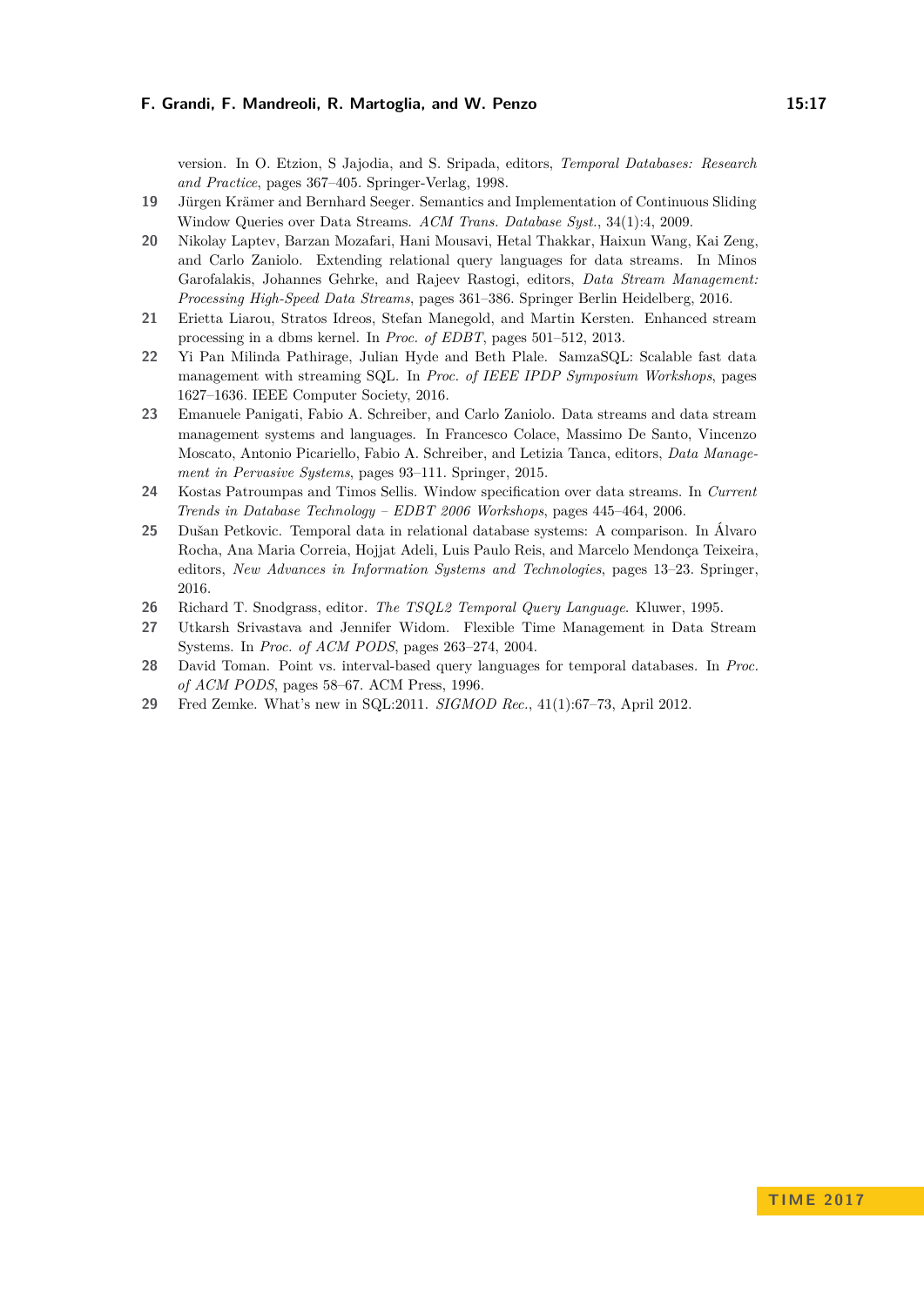version. In O. Etzion, S Jajodia, and S. Sripada, editors, *Temporal Databases: Research and Practice*, pages 367–405. Springer-Verlag, 1998.

**19** Jürgen Krämer and Bernhard Seeger. Semantics and Implementation of Continuous Sliding Window Queries over Data Streams. *ACM Trans. Database Syst.*, 34(1):4, 2009.

**20** Nikolay Laptev, Barzan Mozafari, Hani Mousavi, Hetal Thakkar, Haixun Wang, Kai Zeng, and Carlo Zaniolo. Extending relational query languages for data streams. In Minos Garofalakis, Johannes Gehrke, and Rajeev Rastogi, editors, *Data Stream Management: Processing High-Speed Data Streams*, pages 361–386. Springer Berlin Heidelberg, 2016.

**21** Erietta Liarou, Stratos Idreos, Stefan Manegold, and Martin Kersten. Enhanced stream processing in a dbms kernel. In *Proc. of EDBT*, pages 501–512, 2013.

**22** Yi Pan Milinda Pathirage, Julian Hyde and Beth Plale. SamzaSQL: Scalable fast data management with streaming SQL. In *Proc. of IEEE IPDP Symposium Workshops*, pages 1627–1636. IEEE Computer Society, 2016.

**23** Emanuele Panigati, Fabio A. Schreiber, and Carlo Zaniolo. Data streams and data stream management systems and languages. In Francesco Colace, Massimo De Santo, Vincenzo Moscato, Antonio Picariello, Fabio A. Schreiber, and Letizia Tanca, editors, *Data Management in Pervasive Systems*, pages 93–111. Springer, 2015.

**24** Kostas Patroumpas and Timos Sellis. Window specification over data streams. In *Current Trends in Database Technology – EDBT 2006 Workshops*, pages 445–464, 2006.

**25** Dušan Petkovic. Temporal data in relational database systems: A comparison. In Álvaro Rocha, Ana Maria Correia, Hojjat Adeli, Luis Paulo Reis, and Marcelo Mendonça Teixeira, editors, *New Advances in Information Systems and Technologies*, pages 13–23. Springer, 2016.

**26** Richard T. Snodgrass, editor. *The TSQL2 Temporal Query Language*. Kluwer, 1995.

**27** Utkarsh Srivastava and Jennifer Widom. Flexible Time Management in Data Stream Systems. In *Proc. of ACM PODS*, pages 263–274, 2004.

**28** David Toman. Point vs. interval-based query languages for temporal databases. In *Proc. of ACM PODS*, pages 58–67. ACM Press, 1996.

**29** Fred Zemke. What's new in SQL:2011. *SIGMOD Rec.*, 41(1):67–73, April 2012.